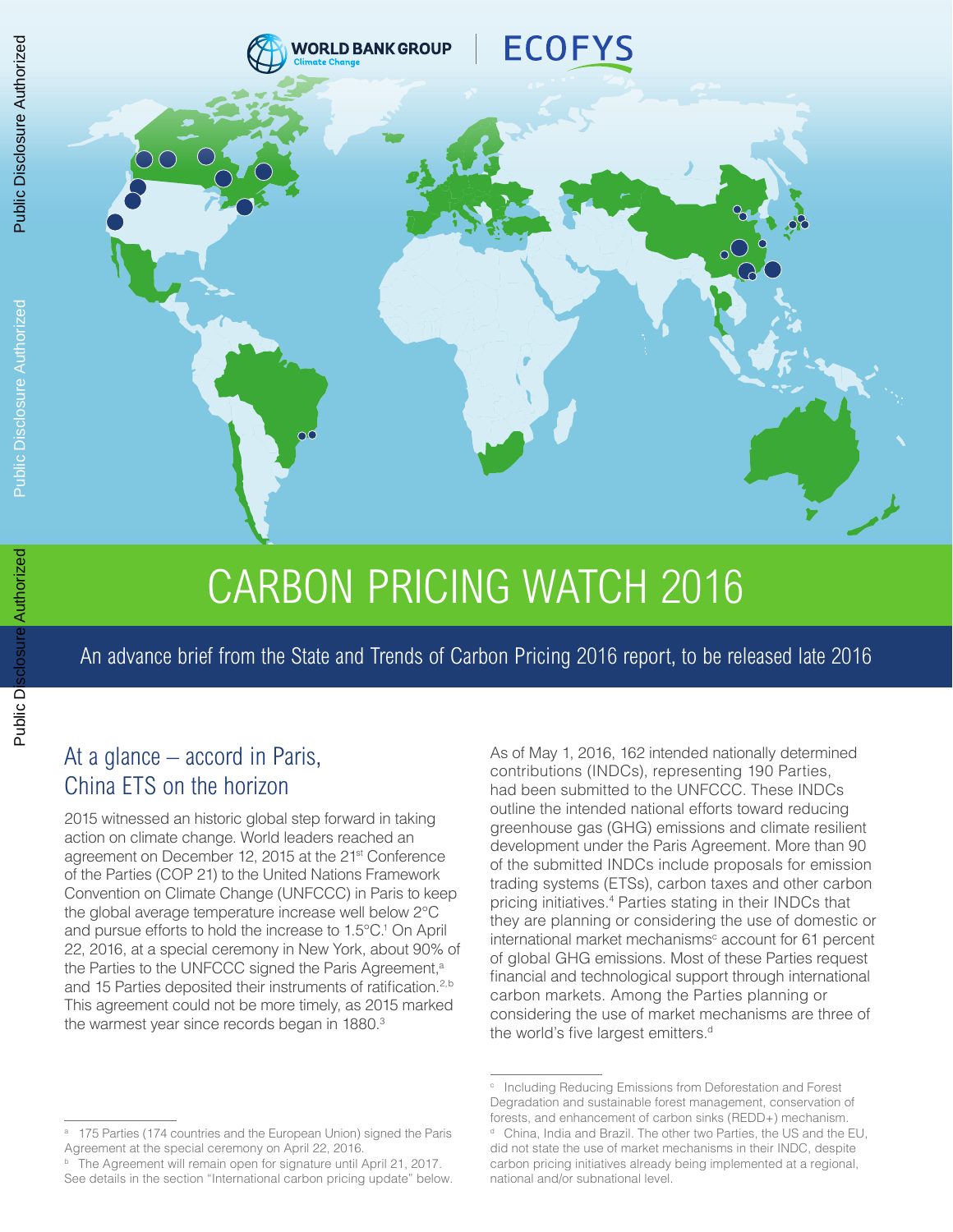WORLD BANK GROUP Climate Change | ECOFYS

# CARBON PRICING WATCH 2016

An advance brief from the State and Trends of Carbon Pricing 2016 report, to be released late 2016

## At a glance – accord in Paris, China ETS on the horizon

2015 witnessed an historic global step forward in taking action on climate change. World leaders reached an agreement on December 12, 2015 at the 21st Conference of the Parties (COP 21) to the United Nations Framework Convention on Climate Change (UNFCCC) in Paris to keep the global average temperature increase well below 2°C and pursue efforts to hold the increase to 1.5°C.[1] On April 22, 2016, at a special ceremony in New York, about 90% of the Parties to the UNFCCC signed the Paris Agreement,[a] and 15 Parties deposited their instruments of ratification.[2,b] This agreement could not be more timely, as 2015 marked the warmest year since records began in 1880.[3]

As of May 1, 2016, 162 intended nationally determined contributions (INDCs), representing 190 Parties, had been submitted to the UNFCCC. These INDCs outline the intended national efforts toward reducing greenhouse gas (GHG) emissions and climate resilient development under the Paris Agreement. More than 90 of the submitted INDCs include proposals for emission trading systems (ETSs), carbon taxes and other carbon pricing initiatives.[4] Parties stating in their INDCs that they are planning or considering the use of domestic or international market mechanisms[c] account for 61 percent of global GHG emissions. Most of these Parties request financial and technological support through international carbon markets. Among the Parties planning or considering the use of market mechanisms are three of the world's five largest emitters.[d]

---

[a] 175 Parties (174 countries and the European Union) signed the Paris Agreement at the special ceremony on April 22, 2016.

[b] The Agreement will remain open for signature until April 21, 2017. See details in the section "International carbon pricing update" below.

[c] Including Reducing Emissions from Deforestation and Forest Degradation and sustainable forest management, conservation of forests, and enhancement of carbon sinks (REDD+) mechanism.

[d] China, India and Brazil. The other two Parties, the US and the EU, did not state the use of market mechanisms in their INDC, despite carbon pricing initiatives already being implemented at a regional, national and/or subnational level.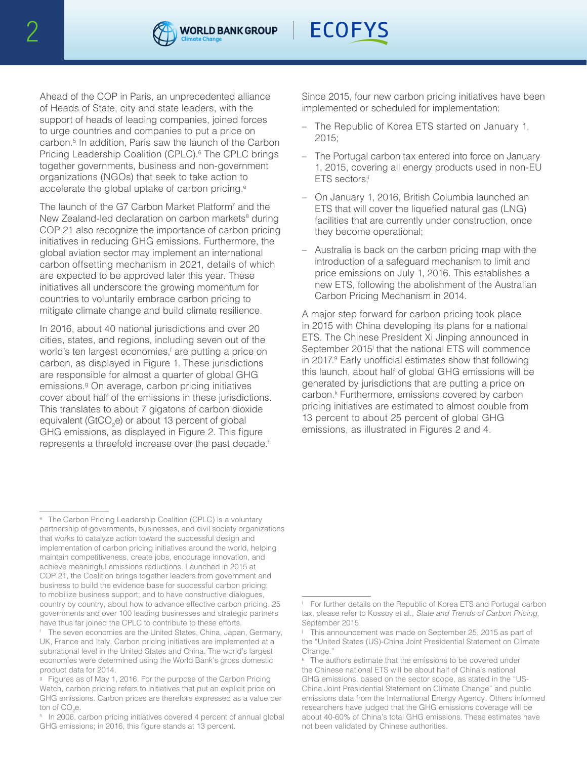Ahead of the COP in Paris, an unprecedented alliance of Heads of State, city and state leaders, with the support of heads of leading companies, joined forces to urge countries and companies to put a price on carbon.[5] In addition, Paris saw the launch of the Carbon Pricing Leadership Coalition (CPLC).[6] The CPLC brings together governments, business and non-government organizations (NGOs) that seek to take action to accelerate the global uptake of carbon pricing.[e]

The launch of the G7 Carbon Market Platform[7] and the New Zealand-led declaration on carbon markets[8] during COP 21 also recognize the importance of carbon pricing initiatives in reducing GHG emissions. Furthermore, the global aviation sector may implement an international carbon offsetting mechanism in 2021, details of which are expected to be approved later this year. These initiatives all underscore the growing momentum for countries to voluntarily embrace carbon pricing to mitigate climate change and build climate resilience.

In 2016, about 40 national jurisdictions and over 20 cities, states, and regions, including seven out of the world's ten largest economies,[f] are putting a price on carbon, as displayed in Figure 1. These jurisdictions are responsible for almost a quarter of global GHG emissions.[g] On average, carbon pricing initiatives cover about half of the emissions in these jurisdictions. This translates to about 7 gigatons of carbon dioxide equivalent ($GtCO_2e$) or about 13 percent of global GHG emissions, as displayed in Figure 2. This figure represents a threefold increase over the past decade.[h]

Since 2015, four new carbon pricing initiatives have been implemented or scheduled for implementation:

- The Republic of Korea ETS started on January 1, 2015;
- The Portugal carbon tax entered into force on January 1, 2015, covering all energy products used in non-EU ETS sectors;[i]
- On January 1, 2016, British Columbia launched an ETS that will cover the liquefied natural gas (LNG) facilities that are currently under construction, once they become operational;
- Australia is back on the carbon pricing map with the introduction of a safeguard mechanism to limit and price emissions on July 1, 2016. This establishes a new ETS, following the abolishment of the Australian Carbon Pricing Mechanism in 2014.

A major step forward for carbon pricing took place in 2015 with China developing its plans for a national ETS. The Chinese President Xi Jinping announced in September 2015[j] that the national ETS will commence in 2017.[9] Early unofficial estimates show that following this launch, about half of global GHG emissions will be generated by jurisdictions that are putting a price on carbon.[k] Furthermore, emissions covered by carbon pricing initiatives are estimated to almost double from 13 percent to about 25 percent of global GHG emissions, as illustrated in Figures 2 and 4.

---

[e] The Carbon Pricing Leadership Coalition (CPLC) is a voluntary partnership of governments, businesses, and civil society organizations that works to catalyze action toward the successful design and implementation of carbon pricing initiatives around the world, helping maintain competitiveness, create jobs, encourage innovation, and achieve meaningful emissions reductions. Launched in 2015 at COP 21, the Coalition brings together leaders from government and business to build the evidence base for successful carbon pricing; to mobilize business support; and to have constructive dialogues, country by country, about how to advance effective carbon pricing. 25 governments and over 100 leading businesses and strategic partners have thus far joined the CPLC to contribute to these efforts.

[f] The seven economies are the United States, China, Japan, Germany, UK, France and Italy. Carbon pricing initiatives are implemented at a subnational level in the United States and China. The world's largest economies were determined using the World Bank's gross domestic product data for 2014.

[g] Figures as of May 1, 2016. For the purpose of the Carbon Pricing Watch, carbon pricing refers to initiatives that put an explicit price on GHG emissions. Carbon prices are therefore expressed as a value per ton of $CO_2e$.

[h] In 2006, carbon pricing initiatives covered 4 percent of annual global GHG emissions; in 2016, this figure stands at 13 percent.

[i] For further details on the Republic of Korea ETS and Portugal carbon tax, please refer to Kossoy et al., *State and Trends of Carbon Pricing*, September 2015.

[j] This announcement was made on September 25, 2015 as part of the "United States (US)-China Joint Presidential Statement on Climate Change."

[k] The authors estimate that the emissions to be covered under the Chinese national ETS will be about half of China's national GHG emissions, based on the sector scope, as stated in the "US-China Joint Presidential Statement on Climate Change" and public emissions data from the International Energy Agency. Others informed researchers have judged that the GHG emissions coverage will be about 40-60% of China's total GHG emissions. These estimates have not been validated by Chinese authorities.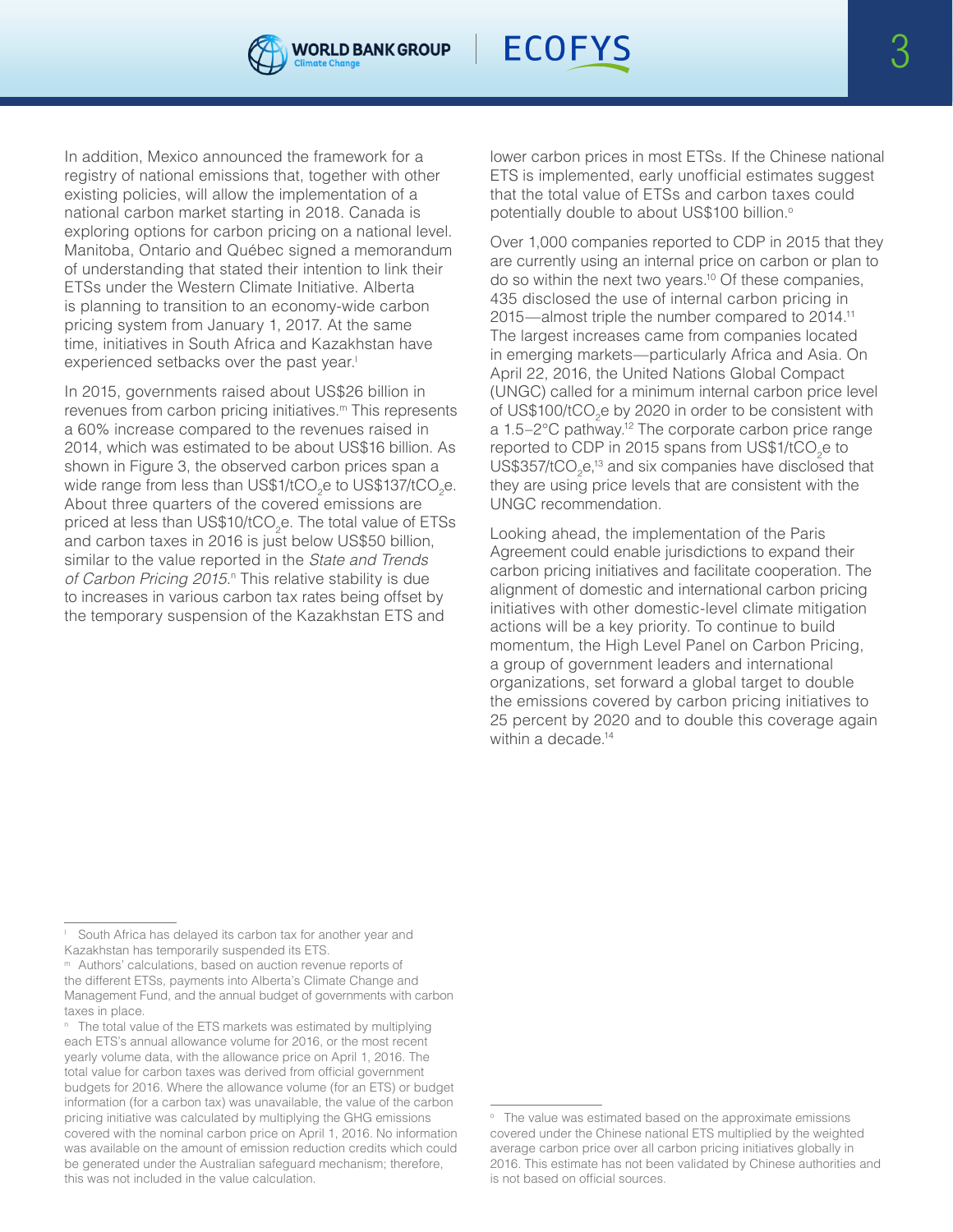In addition, Mexico announced the framework for a registry of national emissions that, together with other existing policies, will allow the implementation of a national carbon market starting in 2018. Canada is exploring options for carbon pricing on a national level. Manitoba, Ontario and Québec signed a memorandum of understanding that stated their intention to link their ETSs under the Western Climate Initiative. Alberta is planning to transition to an economy-wide carbon pricing system from January 1, 2017. At the same time, initiatives in South Africa and Kazakhstan have experienced setbacks over the past year.[l]

In 2015, governments raised about US$26 billion in revenues from carbon pricing initiatives.[m] This represents a 60% increase compared to the revenues raised in 2014, which was estimated to be about US$16 billion. As shown in Figure 3, the observed carbon prices span a wide range from less than US$1/t$CO_2$e to US$137/t$CO_2$e. About three quarters of the covered emissions are priced at less than US$10/t$CO_2$e. The total value of ETSs and carbon taxes in 2016 is just below US$50 billion, similar to the value reported in the *State and Trends of Carbon Pricing 2015*.[n] This relative stability is due to increases in various carbon tax rates being offset by the temporary suspension of the Kazakhstan ETS and lower carbon prices in most ETSs. If the Chinese national ETS is implemented, early unofficial estimates suggest that the total value of ETSs and carbon taxes could potentially double to about US$100 billion.[o]

Over 1,000 companies reported to CDP in 2015 that they are currently using an internal price on carbon or plan to do so within the next two years.[10] Of these companies, 435 disclosed the use of internal carbon pricing in 2015—almost triple the number compared to 2014.[11] The largest increases came from companies located in emerging markets—particularly Africa and Asia. On April 22, 2016, the United Nations Global Compact (UNGC) called for a minimum internal carbon price level of US$100/t$CO_2$e by 2020 in order to be consistent with a 1.5–2°C pathway.[12] The corporate carbon price range reported to CDP in 2015 spans from US$1/t$CO_2$e to US$357/t$CO_2$e,[13] and six companies have disclosed that they are using price levels that are consistent with the UNGC recommendation.

Looking ahead, the implementation of the Paris Agreement could enable jurisdictions to expand their carbon pricing initiatives and facilitate cooperation. The alignment of domestic and international carbon pricing initiatives with other domestic-level climate mitigation actions will be a key priority. To continue to build momentum, the High Level Panel on Carbon Pricing, a group of government leaders and international organizations, set forward a global target to double the emissions covered by carbon pricing initiatives to 25 percent by 2020 and to double this coverage again within a decade.[14]

---

[l] South Africa has delayed its carbon tax for another year and Kazakhstan has temporarily suspended its ETS.

[m] Authors' calculations, based on auction revenue reports of the different ETSs, payments into Alberta's Climate Change and Management Fund, and the annual budget of governments with carbon taxes in place.

[n] The total value of the ETS markets was estimated by multiplying each ETS's annual allowance volume for 2016, or the most recent yearly volume data, with the allowance price on April 1, 2016. The total value for carbon taxes was derived from official government budgets for 2016. Where the allowance volume (for an ETS) or budget information (for a carbon tax) was unavailable, the value of the carbon pricing initiative was calculated by multiplying the GHG emissions covered with the nominal carbon price on April 1, 2016. No information was available on the amount of emission reduction credits which could be generated under the Australian safeguard mechanism; therefore, this was not included in the value calculation.

[o] The value was estimated based on the approximate emissions covered under the Chinese national ETS multiplied by the weighted average carbon price over all carbon pricing initiatives globally in 2016. This estimate has not been validated by Chinese authorities and is not based on official sources.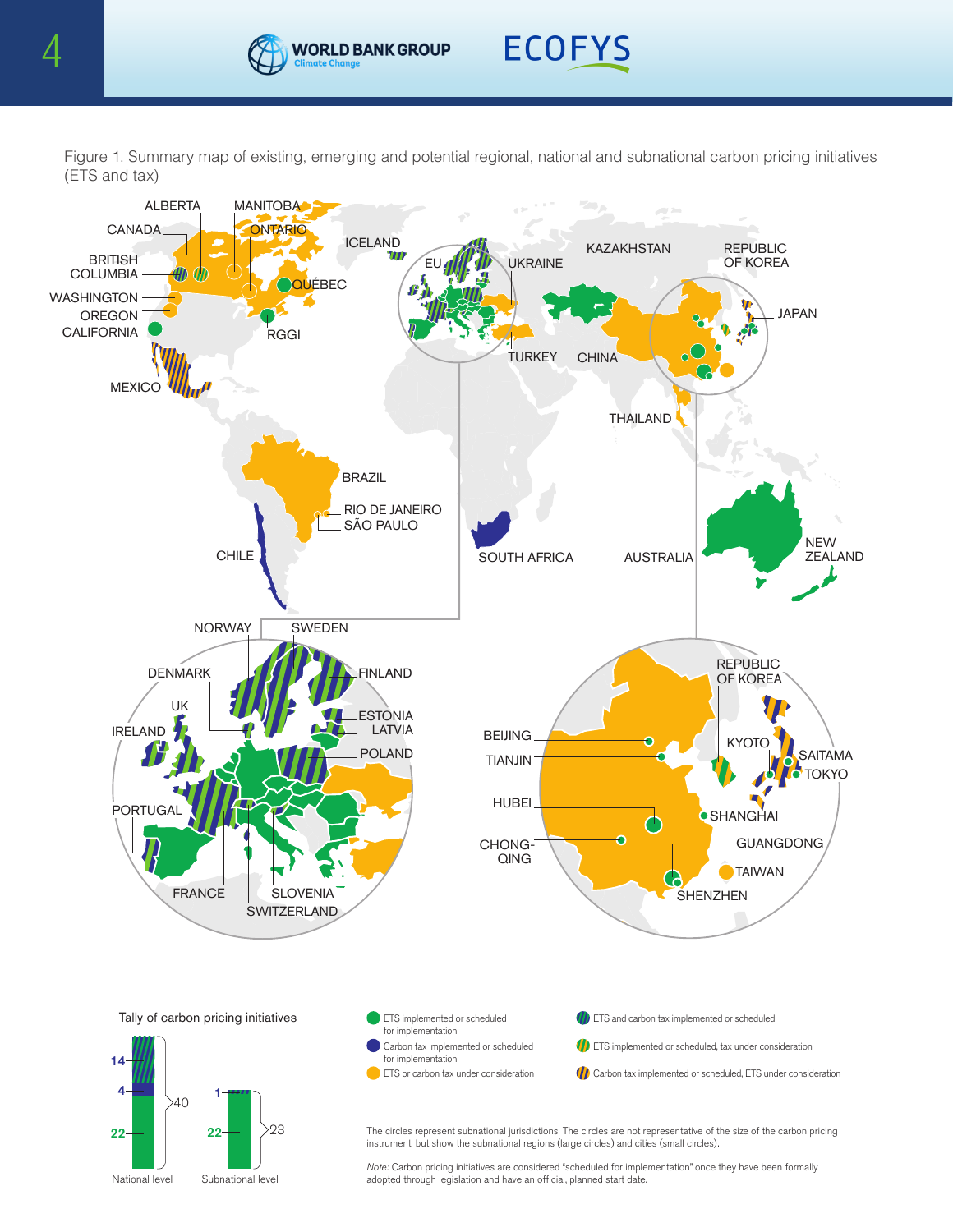Figure 1. Summary map of existing, emerging and potential regional, national and subnational carbon pricing initiatives (ETS and tax)

ALBERTA, MANITOBA, CANADA, ONTARIO, ICELAND, BRITISH COLUMBIA, QUÉBEC, WASHINGTON, OREGON, CALIFORNIA, RGGI, MEXICO, EU, UKRAINE, KAZAKHSTAN, REPUBLIC OF KOREA, JAPAN, TURKEY, CHINA, THAILAND, BRAZIL, RIO DE JANEIRO, SÃO PAULO, CHILE, SOUTH AFRICA, AUSTRALIA, NEW ZEALAND

NORWAY, SWEDEN, DENMARK, FINLAND, UK, ESTONIA, LATVIA, IRELAND, POLAND, PORTUGAL, FRANCE, SLOVENIA, SWITZERLAND

REPUBLIC OF KOREA, BEIJING, KYOTO, SAITAMA, TIANJIN, TOKYO, HUBEI, SHANGHAI, CHONG-QING, GUANGDONG, TAIWAN, SHENZHEN

Tally of carbon pricing initiatives

| | National level | Subnational level |
|---|---|---|
| ETS and/or carbon tax (striped categories) | 14 | 1 |
| Carbon tax implemented or scheduled for implementation | 4 | |
| ETS implemented or scheduled for implementation | 22 | 22 |
| Total | 40 | 23 |

- ETS implemented or scheduled for implementation
- Carbon tax implemented or scheduled for implementation
- ETS or carbon tax under consideration
- ETS and carbon tax implemented or scheduled
- ETS implemented or scheduled, tax under consideration
- Carbon tax implemented or scheduled, ETS under consideration

The circles represent subnational jurisdictions. The circles are not representative of the size of the carbon pricing instrument, but show the subnational regions (large circles) and cities (small circles).

*Note:* Carbon pricing initiatives are considered "scheduled for implementation" once they have been formally adopted through legislation and have an official, planned start date.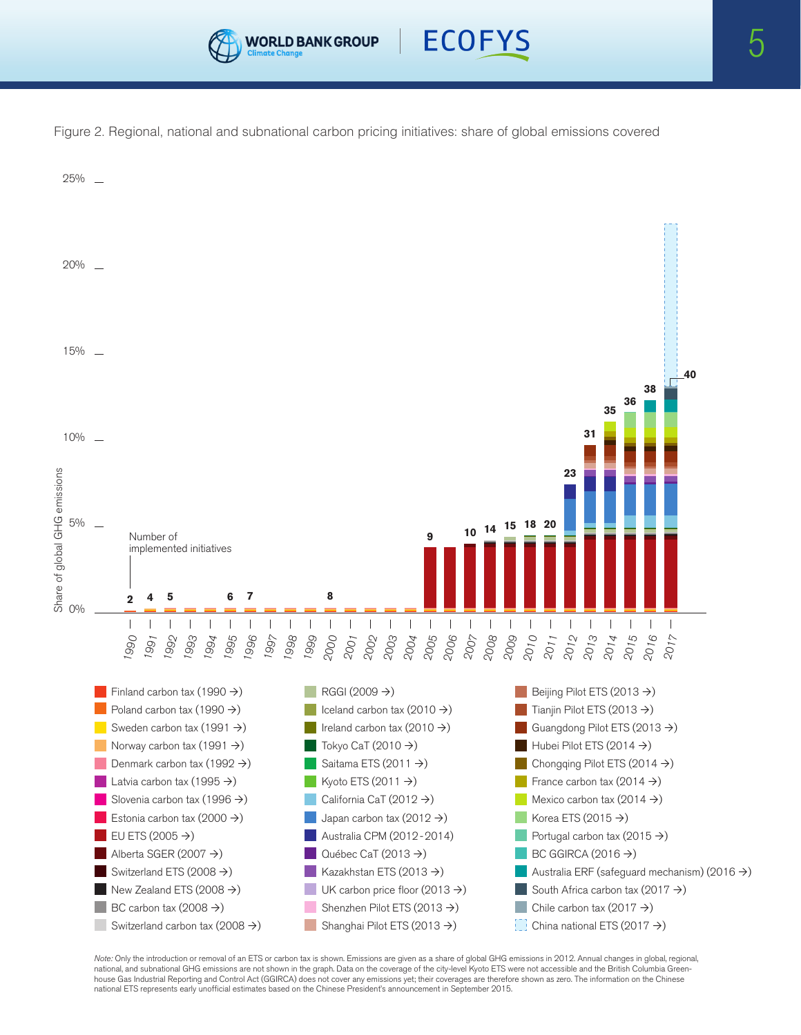Figure 2. Regional, national and subnational carbon pricing initiatives: share of global emissions covered

Share of global GHG emissions: 0%, 5%, 10%, 15%, 20%, 25%

Number of implemented initiatives: 1990: 2; 1991: 4; 1992: 5; 1995: 6; 1996: 7; 2000: 8; 2005: 9; 2007: 10; 2008: 14; 2009: 15; 2010: 18; 2011: 20; 2012: 23; 2013: 31; 2014: 35; 2015: 36; 2016: 38; 2017: 40

- Finland carbon tax (1990 →)
- Poland carbon tax (1990 →)
- Sweden carbon tax (1991 →)
- Norway carbon tax (1991 →)
- Denmark carbon tax (1992 →)
- Latvia carbon tax (1995 →)
- Slovenia carbon tax (1996 →)
- Estonia carbon tax (2000 →)
- EU ETS (2005 →)
- Alberta SGER (2007 →)
- Switzerland ETS (2008 →)
- New Zealand ETS (2008 →)
- BC carbon tax (2008 →)
- Switzerland carbon tax (2008 →)
- RGGI (2009 →)
- Iceland carbon tax (2010 →)
- Ireland carbon tax (2010 →)
- Tokyo CaT (2010 →)
- Saitama ETS (2011 →)
- Kyoto ETS (2011 →)
- California CaT (2012 →)
- Japan carbon tax (2012 →)
- Australia CPM (2012 - 2014)
- Québec CaT (2013 →)
- Kazakhstan ETS (2013 →)
- UK carbon price floor (2013 →)
- Shenzhen Pilot ETS (2013 →)
- Shanghai Pilot ETS (2013 →)
- Beijing Pilot ETS (2013 →)
- Tianjin Pilot ETS (2013 →)
- Guangdong Pilot ETS (2013 →)
- Hubei Pilot ETS (2014 →)
- Chongqing Pilot ETS (2014 →)
- France carbon tax (2014 →)
- Mexico carbon tax (2014 →)
- Korea ETS (2015 →)
- Portugal carbon tax (2015 →)
- BC GGIRCA (2016 →)
- Australia ERF (safeguard mechanism) (2016 →)
- South Africa carbon tax (2017 →)
- Chile carbon tax (2017 →)
- China national ETS (2017 →)

*Note:* Only the introduction or removal of an ETS or carbon tax is shown. Emissions are given as a share of global GHG emissions in 2012. Annual changes in global, regional, national, and subnational GHG emissions are not shown in the graph. Data on the coverage of the city-level Kyoto ETS were not accessible and the British Columbia Greenhouse Gas Industrial Reporting and Control Act (GGIRCA) does not cover any emissions yet; their coverages are therefore shown as zero. The information on the Chinese national ETS represents early unofficial estimates based on the Chinese President's announcement in September 2015.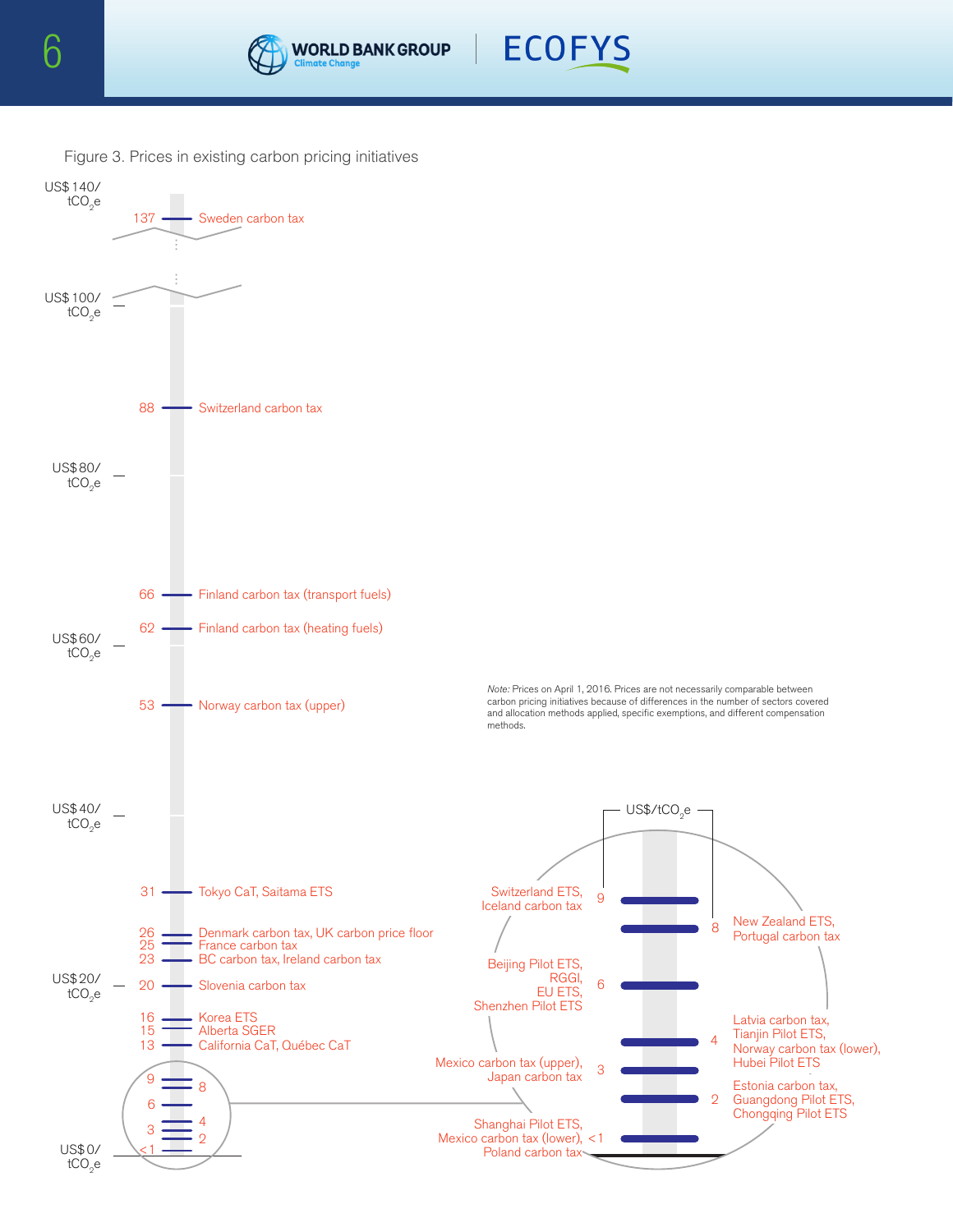Figure 3. Prices in existing carbon pricing initiatives

| Price (US$/$tCO_2e$) | Carbon pricing initiative |
|---|---|
| 137 | Sweden carbon tax |
| 88 | Switzerland carbon tax |
| 66 | Finland carbon tax (transport fuels) |
| 62 | Finland carbon tax (heating fuels) |
| 53 | Norway carbon tax (upper) |
| 31 | Tokyo CaT, Saitama ETS |
| 26 | Denmark carbon tax, UK carbon price floor |
| 25 | France carbon tax |
| 23 | BC carbon tax, Ireland carbon tax |
| 20 | Slovenia carbon tax |
| 16 | Korea ETS |
| 15 | Alberta SGER |
| 13 | California CaT, Québec CaT |
| 9 | Switzerland ETS, Iceland carbon tax |
| 8 | New Zealand ETS, Portugal carbon tax |
| 6 | Beijing Pilot ETS, RGGI, EU ETS, Shenzhen Pilot ETS |
| 4 | Latvia carbon tax, Tianjin Pilot ETS, Norway carbon tax (lower), Hubei Pilot ETS |
| 3 | Mexico carbon tax (upper), Japan carbon tax |
| 2 | Estonia carbon tax, Guangdong Pilot ETS, Chongqing Pilot ETS |
| <1 | Shanghai Pilot ETS, Mexico carbon tax (lower), Poland carbon tax |

*Note:* Prices on April 1, 2016. Prices are not necessarily comparable between carbon pricing initiatives because of differences in the number of sectors covered and allocation methods applied, specific exemptions, and different compensation methods.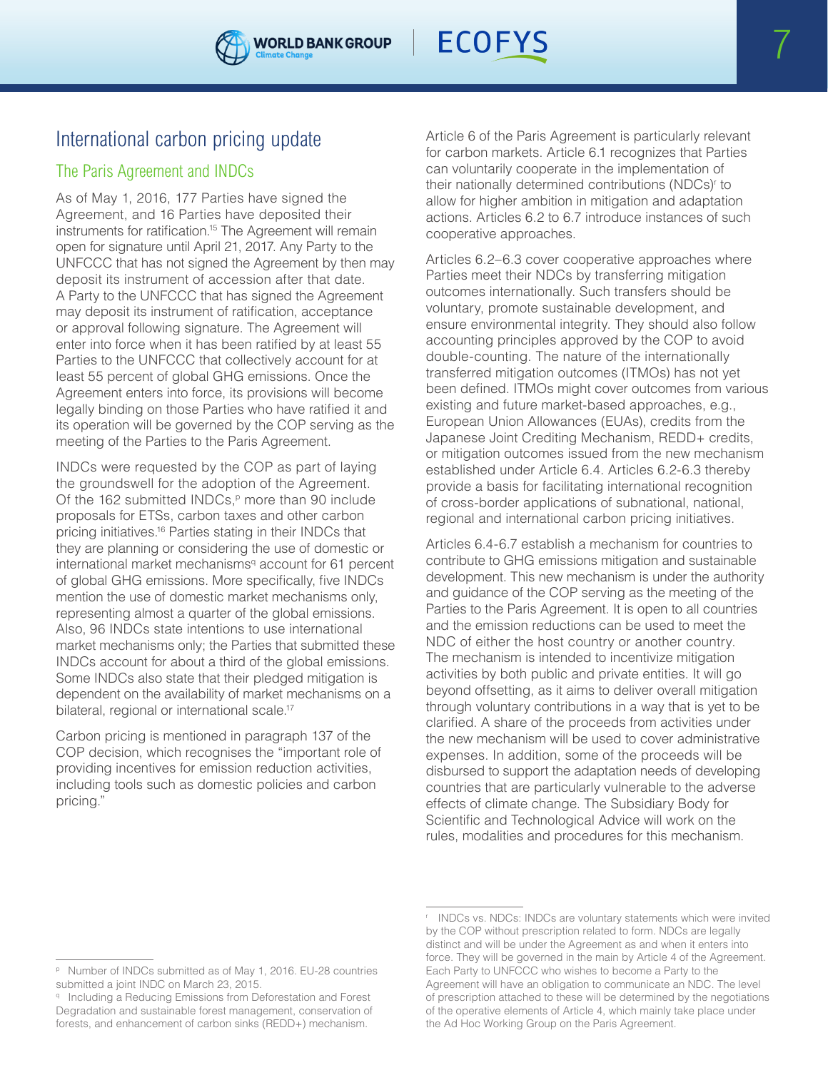# International carbon pricing update

## The Paris Agreement and INDCs

As of May 1, 2016, 177 Parties have signed the Agreement, and 16 Parties have deposited their instruments for ratification.[15] The Agreement will remain open for signature until April 21, 2017. Any Party to the UNFCCC that has not signed the Agreement by then may deposit its instrument of accession after that date. A Party to the UNFCCC that has signed the Agreement may deposit its instrument of ratification, acceptance or approval following signature. The Agreement will enter into force when it has been ratified by at least 55 Parties to the UNFCCC that collectively account for at least 55 percent of global GHG emissions. Once the Agreement enters into force, its provisions will become legally binding on those Parties who have ratified it and its operation will be governed by the COP serving as the meeting of the Parties to the Paris Agreement.

INDCs were requested by the COP as part of laying the groundswell for the adoption of the Agreement. Of the 162 submitted INDCs,[p] more than 90 include proposals for ETSs, carbon taxes and other carbon pricing initiatives.[16] Parties stating in their INDCs that they are planning or considering the use of domestic or international market mechanisms[q] account for 61 percent of global GHG emissions. More specifically, five INDCs mention the use of domestic market mechanisms only, representing almost a quarter of the global emissions. Also, 96 INDCs state intentions to use international market mechanisms only; the Parties that submitted these INDCs account for about a third of the global emissions. Some INDCs also state that their pledged mitigation is dependent on the availability of market mechanisms on a bilateral, regional or international scale.[17]

Carbon pricing is mentioned in paragraph 137 of the COP decision, which recognises the "important role of providing incentives for emission reduction activities, including tools such as domestic policies and carbon pricing."

Article 6 of the Paris Agreement is particularly relevant for carbon markets. Article 6.1 recognizes that Parties can voluntarily cooperate in the implementation of their nationally determined contributions (NDCs)[r] to allow for higher ambition in mitigation and adaptation actions. Articles 6.2 to 6.7 introduce instances of such cooperative approaches.

Articles 6.2–6.3 cover cooperative approaches where Parties meet their NDCs by transferring mitigation outcomes internationally. Such transfers should be voluntary, promote sustainable development, and ensure environmental integrity. They should also follow accounting principles approved by the COP to avoid double-counting. The nature of the internationally transferred mitigation outcomes (ITMOs) has not yet been defined. ITMOs might cover outcomes from various existing and future market-based approaches, e.g., European Union Allowances (EUAs), credits from the Japanese Joint Crediting Mechanism, REDD+ credits, or mitigation outcomes issued from the new mechanism established under Article 6.4. Articles 6.2-6.3 thereby provide a basis for facilitating international recognition of cross-border applications of subnational, national, regional and international carbon pricing initiatives.

Articles 6.4-6.7 establish a mechanism for countries to contribute to GHG emissions mitigation and sustainable development. This new mechanism is under the authority and guidance of the COP serving as the meeting of the Parties to the Paris Agreement. It is open to all countries and the emission reductions can be used to meet the NDC of either the host country or another country. The mechanism is intended to incentivize mitigation activities by both public and private entities. It will go beyond offsetting, as it aims to deliver overall mitigation through voluntary contributions in a way that is yet to be clarified. A share of the proceeds from activities under the new mechanism will be used to cover administrative expenses. In addition, some of the proceeds will be disbursed to support the adaptation needs of developing countries that are particularly vulnerable to the adverse effects of climate change. The Subsidiary Body for Scientific and Technological Advice will work on the rules, modalities and procedures for this mechanism.

---

[p] Number of INDCs submitted as of May 1, 2016. EU-28 countries submitted a joint INDC on March 23, 2015.

[q] Including a Reducing Emissions from Deforestation and Forest Degradation and sustainable forest management, conservation of forests, and enhancement of carbon sinks (REDD+) mechanism.

[r] INDCs vs. NDCs: INDCs are voluntary statements which were invited by the COP without prescription related to form. NDCs are legally distinct and will be under the Agreement as and when it enters into force. They will be governed in the main by Article 4 of the Agreement. Each Party to UNFCCC who wishes to become a Party to the Agreement will have an obligation to communicate an NDC. The level of prescription attached to these will be determined by the negotiations of the operative elements of Article 4, which mainly take place under the Ad Hoc Working Group on the Paris Agreement.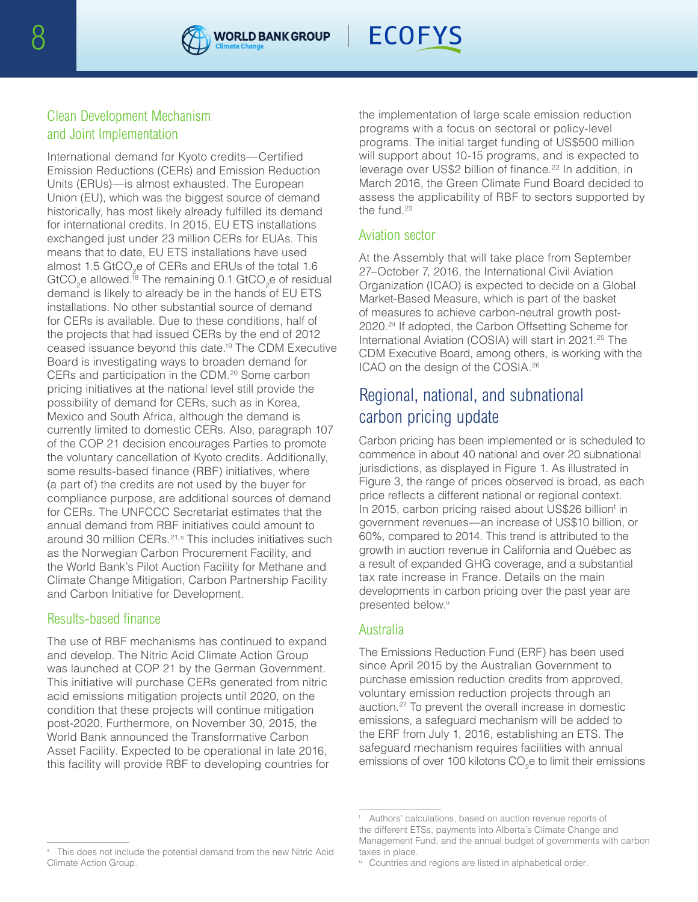## Clean Development Mechanism and Joint Implementation

International demand for Kyoto credits—Certified Emission Reductions (CERs) and Emission Reduction Units (ERUs)—is almost exhausted. The European Union (EU), which was the biggest source of demand historically, has most likely already fulfilled its demand for international credits. In 2015, EU ETS installations exchanged just under 23 million CERs for EUAs. This means that to date, EU ETS installations have used almost 1.5 $GtCO_2e$ of CERs and ERUs of the total 1.6 $GtCO_2e$ allowed.[18] The remaining 0.1 $GtCO_2e$ of residual demand is likely to already be in the hands of EU ETS installations. No other substantial source of demand for CERs is available. Due to these conditions, half of the projects that had issued CERs by the end of 2012 ceased issuance beyond this date.[19] The CDM Executive Board is investigating ways to broaden demand for CERs and participation in the CDM.[20] Some carbon pricing initiatives at the national level still provide the possibility of demand for CERs, such as in Korea, Mexico and South Africa, although the demand is currently limited to domestic CERs. Also, paragraph 107 of the COP 21 decision encourages Parties to promote the voluntary cancellation of Kyoto credits. Additionally, some results-based finance (RBF) initiatives, where (a part of) the credits are not used by the buyer for compliance purpose, are additional sources of demand for CERs. The UNFCCC Secretariat estimates that the annual demand from RBF initiatives could amount to around 30 million CERs.[21, s] This includes initiatives such as the Norwegian Carbon Procurement Facility, and the World Bank's Pilot Auction Facility for Methane and Climate Change Mitigation, Carbon Partnership Facility and Carbon Initiative for Development.

## Results-based finance

The use of RBF mechanisms has continued to expand and develop. The Nitric Acid Climate Action Group was launched at COP 21 by the German Government. This initiative will purchase CERs generated from nitric acid emissions mitigation projects until 2020, on the condition that these projects will continue mitigation post-2020. Furthermore, on November 30, 2015, the World Bank announced the Transformative Carbon Asset Facility. Expected to be operational in late 2016, this facility will provide RBF to developing countries for the implementation of large scale emission reduction programs with a focus on sectoral or policy-level programs. The initial target funding of US$500 million will support about 10-15 programs, and is expected to leverage over US$2 billion of finance.[22] In addition, in March 2016, the Green Climate Fund Board decided to assess the applicability of RBF to sectors supported by the fund.[23]

## Aviation sector

At the Assembly that will take place from September 27–October 7, 2016, the International Civil Aviation Organization (ICAO) is expected to decide on a Global Market-Based Measure, which is part of the basket of measures to achieve carbon-neutral growth post-2020.[24] If adopted, the Carbon Offsetting Scheme for International Aviation (COSIA) will start in 2021.[25] The CDM Executive Board, among others, is working with the ICAO on the design of the COSIA.[26]

# Regional, national, and subnational carbon pricing update

Carbon pricing has been implemented or is scheduled to commence in about 40 national and over 20 subnational jurisdictions, as displayed in Figure 1. As illustrated in Figure 3, the range of prices observed is broad, as each price reflects a different national or regional context. In 2015, carbon pricing raised about US$26 billion[t] in government revenues—an increase of US$10 billion, or 60%, compared to 2014. This trend is attributed to the growth in auction revenue in California and Québec as a result of expanded GHG coverage, and a substantial tax rate increase in France. Details on the main developments in carbon pricing over the past year are presented below.[u]

## Australia

The Emissions Reduction Fund (ERF) has been used since April 2015 by the Australian Government to purchase emission reduction credits from approved, voluntary emission reduction projects through an auction.[27] To prevent the overall increase in domestic emissions, a safeguard mechanism will be added to the ERF from July 1, 2016, establishing an ETS. The safeguard mechanism requires facilities with annual emissions of over 100 kilotons $CO_2e$ to limit their emissions

---

[s] This does not include the potential demand from the new Nitric Acid Climate Action Group.

[t] Authors' calculations, based on auction revenue reports of the different ETSs, payments into Alberta's Climate Change and Management Fund, and the annual budget of governments with carbon taxes in place.

[u] Countries and regions are listed in alphabetical order.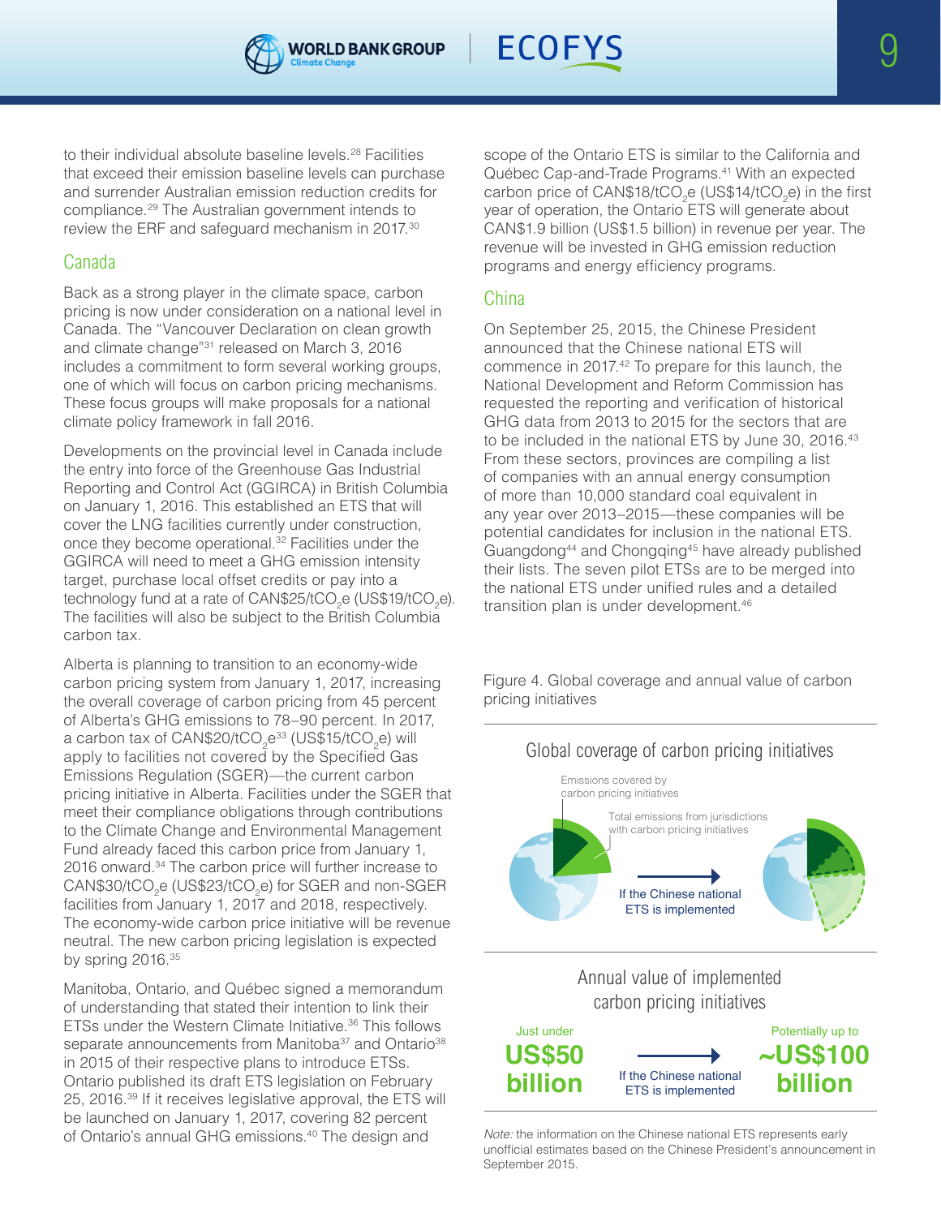to their individual absolute baseline levels.[28] Facilities that exceed their emission baseline levels can purchase and surrender Australian emission reduction credits for compliance.[29] The Australian government intends to review the ERF and safeguard mechanism in 2017.[30]

## Canada

Back as a strong player in the climate space, carbon pricing is now under consideration on a national level in Canada. The "Vancouver Declaration on clean growth and climate change"[31] released on March 3, 2016 includes a commitment to form several working groups, one of which will focus on carbon pricing mechanisms. These focus groups will make proposals for a national climate policy framework in fall 2016.

Developments on the provincial level in Canada include the entry into force of the Greenhouse Gas Industrial Reporting and Control Act (GGIRCA) in British Columbia on January 1, 2016. This established an ETS that will cover the LNG facilities currently under construction, once they become operational.[32] Facilities under the GGIRCA will need to meet a GHG emission intensity target, purchase local offset credits or pay into a technology fund at a rate of CAN\$25/t$CO_2$e (US\$19/t$CO_2$e). The facilities will also be subject to the British Columbia carbon tax.

Alberta is planning to transition to an economy-wide carbon pricing system from January 1, 2017, increasing the overall coverage of carbon pricing from 45 percent of Alberta's GHG emissions to 78–90 percent. In 2017, a carbon tax of CAN\$20/t$CO_2$e[33] (US\$15/t$CO_2$e) will apply to facilities not covered by the Specified Gas Emissions Regulation (SGER)—the current carbon pricing initiative in Alberta. Facilities under the SGER that meet their compliance obligations through contributions to the Climate Change and Environmental Management Fund already faced this carbon price from January 1, 2016 onward.[34] The carbon price will further increase to CAN\$30/t$CO_2$e (US\$23/t$CO_2$e) for SGER and non-SGER facilities from January 1, 2017 and 2018, respectively. The economy-wide carbon price initiative will be revenue neutral. The new carbon pricing legislation is expected by spring 2016.[35]

Manitoba, Ontario, and Québec signed a memorandum of understanding that stated their intention to link their ETSs under the Western Climate Initiative.[36] This follows separate announcements from Manitoba[37] and Ontario[38] in 2015 of their respective plans to introduce ETSs. Ontario published its draft ETS legislation on February 25, 2016.[39] If it receives legislative approval, the ETS will be launched on January 1, 2017, covering 82 percent of Ontario's annual GHG emissions.[40] The design and scope of the Ontario ETS is similar to the California and Québec Cap-and-Trade Programs.[41] With an expected carbon price of CAN\$18/t$CO_2$e (US\$14/t$CO_2$e) in the first year of operation, the Ontario ETS will generate about CAN\$1.9 billion (US\$1.5 billion) in revenue per year. The revenue will be invested in GHG emission reduction programs and energy efficiency programs.

## China

On September 25, 2015, the Chinese President announced that the Chinese national ETS will commence in 2017.[42] To prepare for this launch, the National Development and Reform Commission has requested the reporting and verification of historical GHG data from 2013 to 2015 for the sectors that are to be included in the national ETS by June 30, 2016.[43] From these sectors, provinces are compiling a list of companies with an annual energy consumption of more than 10,000 standard coal equivalent in any year over 2013–2015—these companies will be potential candidates for inclusion in the national ETS. Guangdong[44] and Chongqing[45] have already published their lists. The seven pilot ETSs are to be merged into the national ETS under unified rules and a detailed transition plan is under development.[46]

Figure 4. Global coverage and annual value of carbon pricing initiatives

**Global coverage of carbon pricing initiatives**

Emissions covered by carbon pricing initiatives

Total emissions from jurisdictions with carbon pricing initiatives

If the Chinese national ETS is implemented

**Annual value of implemented carbon pricing initiatives**

Just under **US\$50 billion** → If the Chinese national ETS is implemented → Potentially up to **~US\$100 billion**

*Note:* the information on the Chinese national ETS represents early unofficial estimates based on the Chinese President's announcement in September 2015.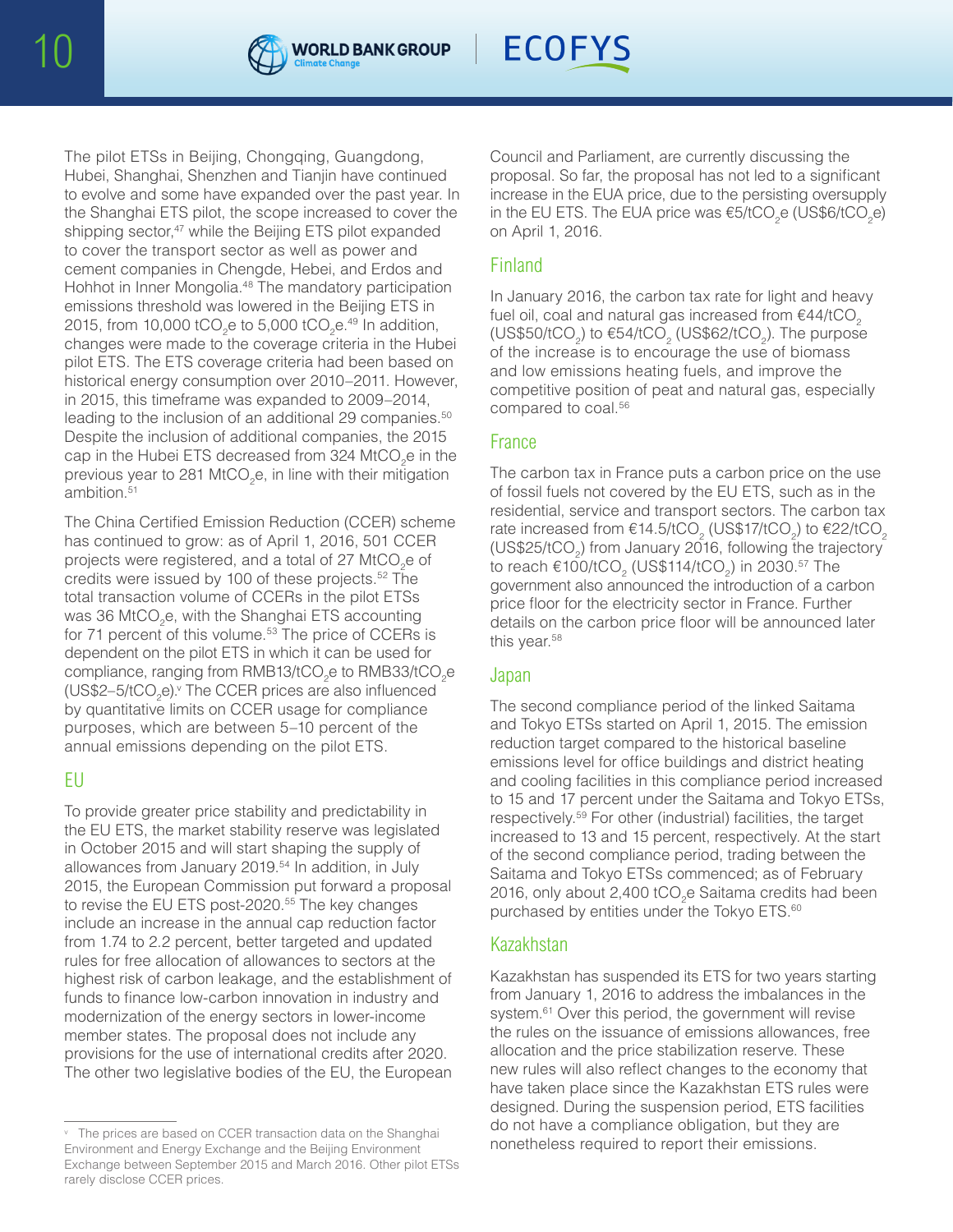The pilot ETSs in Beijing, Chongqing, Guangdong, Hubei, Shanghai, Shenzhen and Tianjin have continued to evolve and some have expanded over the past year. In the Shanghai ETS pilot, the scope increased to cover the shipping sector,[47] while the Beijing ETS pilot expanded to cover the transport sector as well as power and cement companies in Chengde, Hebei, and Erdos and Hohhot in Inner Mongolia.[48] The mandatory participation emissions threshold was lowered in the Beijing ETS in 2015, from 10,000 $tCO_2e$ to 5,000 $tCO_2e$.[49] In addition, changes were made to the coverage criteria in the Hubei pilot ETS. The ETS coverage criteria had been based on historical energy consumption over 2010–2011. However, in 2015, this timeframe was expanded to 2009–2014, leading to the inclusion of an additional 29 companies.[50] Despite the inclusion of additional companies, the 2015 cap in the Hubei ETS decreased from 324 $MtCO_2e$ in the previous year to 281 $MtCO_2e$, in line with their mitigation ambition.[51]

The China Certified Emission Reduction (CCER) scheme has continued to grow: as of April 1, 2016, 501 CCER projects were registered, and a total of 27 $MtCO_2e$ of credits were issued by 100 of these projects.[52] The total transaction volume of CCERs in the pilot ETSs was 36 $MtCO_2e$, with the Shanghai ETS accounting for 71 percent of this volume.[53] The price of CCERs is dependent on the pilot ETS in which it can be used for compliance, ranging from RMB13/$tCO_2e$ to RMB33/$tCO_2e$ (US\$2–5/$tCO_2e$).[v] The CCER prices are also influenced by quantitative limits on CCER usage for compliance purposes, which are between 5–10 percent of the annual emissions depending on the pilot ETS.

## EU

To provide greater price stability and predictability in the EU ETS, the market stability reserve was legislated in October 2015 and will start shaping the supply of allowances from January 2019.[54] In addition, in July 2015, the European Commission put forward a proposal to revise the EU ETS post-2020.[55] The key changes include an increase in the annual cap reduction factor from 1.74 to 2.2 percent, better targeted and updated rules for free allocation of allowances to sectors at the highest risk of carbon leakage, and the establishment of funds to finance low-carbon innovation in industry and modernization of the energy sectors in lower-income member states. The proposal does not include any provisions for the use of international credits after 2020. The other two legislative bodies of the EU, the European Council and Parliament, are currently discussing the proposal. So far, the proposal has not led to a significant increase in the EUA price, due to the persisting oversupply in the EU ETS. The EUA price was €5/$tCO_2e$ (US\$6/$tCO_2e$) on April 1, 2016.

## Finland

In January 2016, the carbon tax rate for light and heavy fuel oil, coal and natural gas increased from €44/$tCO_2$ (US\$50/$tCO_2$) to €54/$tCO_2$ (US\$62/$tCO_2$). The purpose of the increase is to encourage the use of biomass and low emissions heating fuels, and improve the competitive position of peat and natural gas, especially compared to coal.[56]

## France

The carbon tax in France puts a carbon price on the use of fossil fuels not covered by the EU ETS, such as in the residential, service and transport sectors. The carbon tax rate increased from €14.5/$tCO_2$ (US\$17/$tCO_2$) to €22/$tCO_2$ (US\$25/$tCO_2$) from January 2016, following the trajectory to reach €100/$tCO_2$ (US\$114/$tCO_2$) in 2030.[57] The government also announced the introduction of a carbon price floor for the electricity sector in France. Further details on the carbon price floor will be announced later this year.[58]

## Japan

The second compliance period of the linked Saitama and Tokyo ETSs started on April 1, 2015. The emission reduction target compared to the historical baseline emissions level for office buildings and district heating and cooling facilities in this compliance period increased to 15 and 17 percent under the Saitama and Tokyo ETSs, respectively.[59] For other (industrial) facilities, the target increased to 13 and 15 percent, respectively. At the start of the second compliance period, trading between the Saitama and Tokyo ETSs commenced; as of February 2016, only about 2,400 $tCO_2e$ Saitama credits had been purchased by entities under the Tokyo ETS.[60]

## Kazakhstan

Kazakhstan has suspended its ETS for two years starting from January 1, 2016 to address the imbalances in the system.[61] Over this period, the government will revise the rules on the issuance of emissions allowances, free allocation and the price stabilization reserve. These new rules will also reflect changes to the economy that have taken place since the Kazakhstan ETS rules were designed. During the suspension period, ETS facilities do not have a compliance obligation, but they are nonetheless required to report their emissions.

---

[v] The prices are based on CCER transaction data on the Shanghai Environment and Energy Exchange and the Beijing Environment Exchange between September 2015 and March 2016. Other pilot ETSs rarely disclose CCER prices.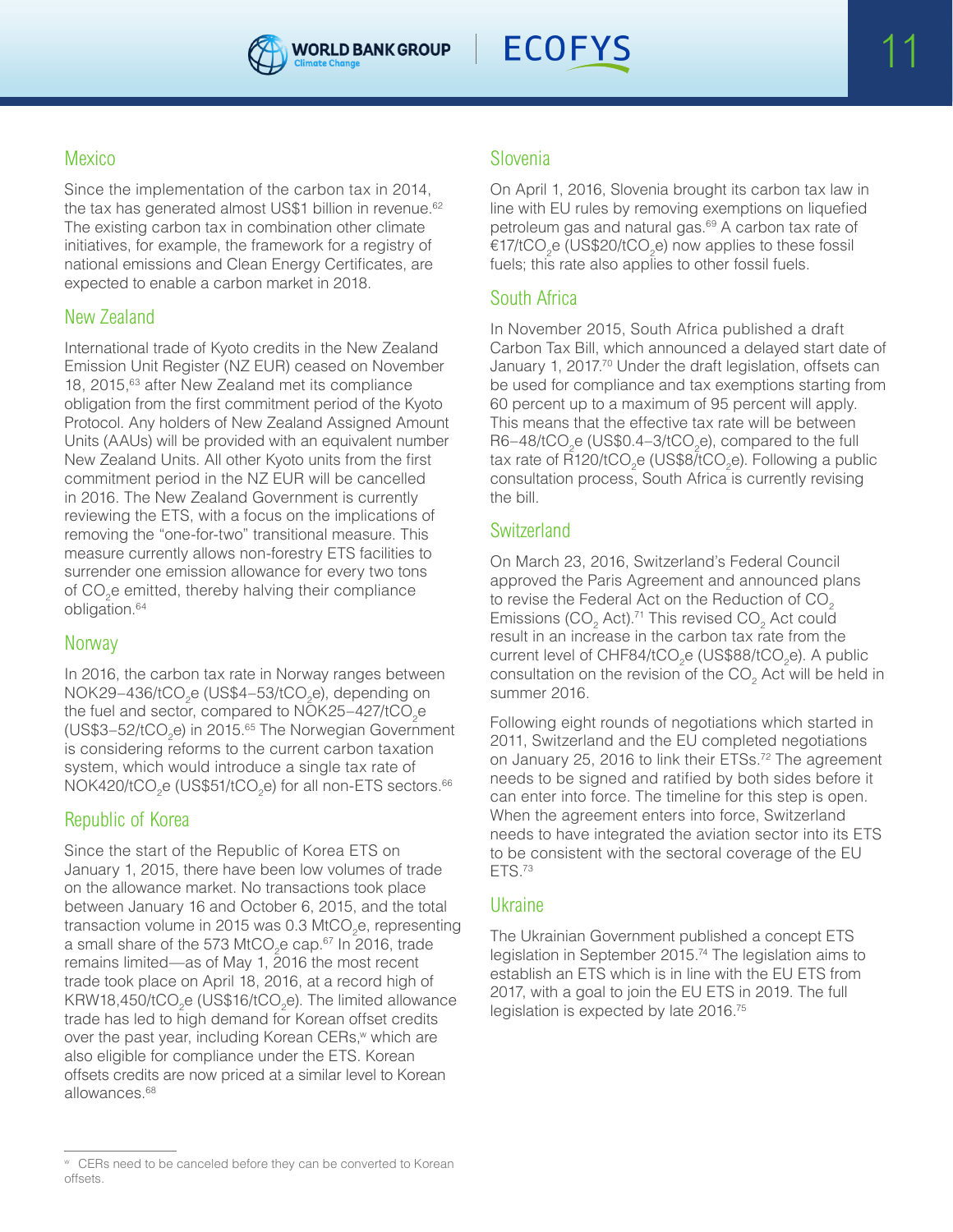## Mexico

Since the implementation of the carbon tax in 2014, the tax has generated almost US$1 billion in revenue.[62] The existing carbon tax in combination other climate initiatives, for example, the framework for a registry of national emissions and Clean Energy Certificates, are expected to enable a carbon market in 2018.

## New Zealand

International trade of Kyoto credits in the New Zealand Emission Unit Register (NZ EUR) ceased on November 18, 2015,[63] after New Zealand met its compliance obligation from the first commitment period of the Kyoto Protocol. Any holders of New Zealand Assigned Amount Units (AAUs) will be provided with an equivalent number New Zealand Units. All other Kyoto units from the first commitment period in the NZ EUR will be cancelled in 2016. The New Zealand Government is currently reviewing the ETS, with a focus on the implications of removing the "one-for-two" transitional measure. This measure currently allows non-forestry ETS facilities to surrender one emission allowance for every two tons of $CO_2$e emitted, thereby halving their compliance obligation.[64]

## Norway

In 2016, the carbon tax rate in Norway ranges between NOK29–436/t$CO_2$e (US$4–53/t$CO_2$e), depending on the fuel and sector, compared to NOK25–427/t$CO_2$e (US$3–52/t$CO_2$e) in 2015.[65] The Norwegian Government is considering reforms to the current carbon taxation system, which would introduce a single tax rate of NOK420/t$CO_2$e (US$51/t$CO_2$e) for all non-ETS sectors.[66]

## Republic of Korea

Since the start of the Republic of Korea ETS on January 1, 2015, there have been low volumes of trade on the allowance market. No transactions took place between January 16 and October 6, 2015, and the total transaction volume in 2015 was 0.3 Mt$CO_2$e, representing a small share of the 573 Mt$CO_2$e cap.[67] In 2016, trade remains limited—as of May 1, 2016 the most recent trade took place on April 18, 2016, at a record high of KRW18,450/t$CO_2$e (US$16/t$CO_2$e). The limited allowance trade has led to high demand for Korean offset credits over the past year, including Korean CERs,[w] which are also eligible for compliance under the ETS. Korean offsets credits are now priced at a similar level to Korean allowances.[68]

## Slovenia

On April 1, 2016, Slovenia brought its carbon tax law in line with EU rules by removing exemptions on liquefied petroleum gas and natural gas.[69] A carbon tax rate of €17/t$CO_2$e (US$20/t$CO_2$e) now applies to these fossil fuels; this rate also applies to other fossil fuels.

## South Africa

In November 2015, South Africa published a draft Carbon Tax Bill, which announced a delayed start date of January 1, 2017.[70] Under the draft legislation, offsets can be used for compliance and tax exemptions starting from 60 percent up to a maximum of 95 percent will apply. This means that the effective tax rate will be between R6–48/t$CO_2$e (US$0.4–3/t$CO_2$e), compared to the full tax rate of R120/t$CO_2$e (US$8/t$CO_2$e). Following a public consultation process, South Africa is currently revising the bill.

## Switzerland

On March 23, 2016, Switzerland's Federal Council approved the Paris Agreement and announced plans to revise the Federal Act on the Reduction of $CO_2$ Emissions ($CO_2$ Act).[71] This revised $CO_2$ Act could result in an increase in the carbon tax rate from the current level of CHF84/t$CO_2$e (US$88/t$CO_2$e). A public consultation on the revision of the $CO_2$ Act will be held in summer 2016.

Following eight rounds of negotiations which started in 2011, Switzerland and the EU completed negotiations on January 25, 2016 to link their ETSs.[72] The agreement needs to be signed and ratified by both sides before it can enter into force. The timeline for this step is open. When the agreement enters into force, Switzerland needs to have integrated the aviation sector into its ETS to be consistent with the sectoral coverage of the EU ETS.[73]

## Ukraine

The Ukrainian Government published a concept ETS legislation in September 2015.[74] The legislation aims to establish an ETS which is in line with the EU ETS from 2017, with a goal to join the EU ETS in 2019. The full legislation is expected by late 2016.[75]

---

[w] CERs need to be canceled before they can be converted to Korean offsets.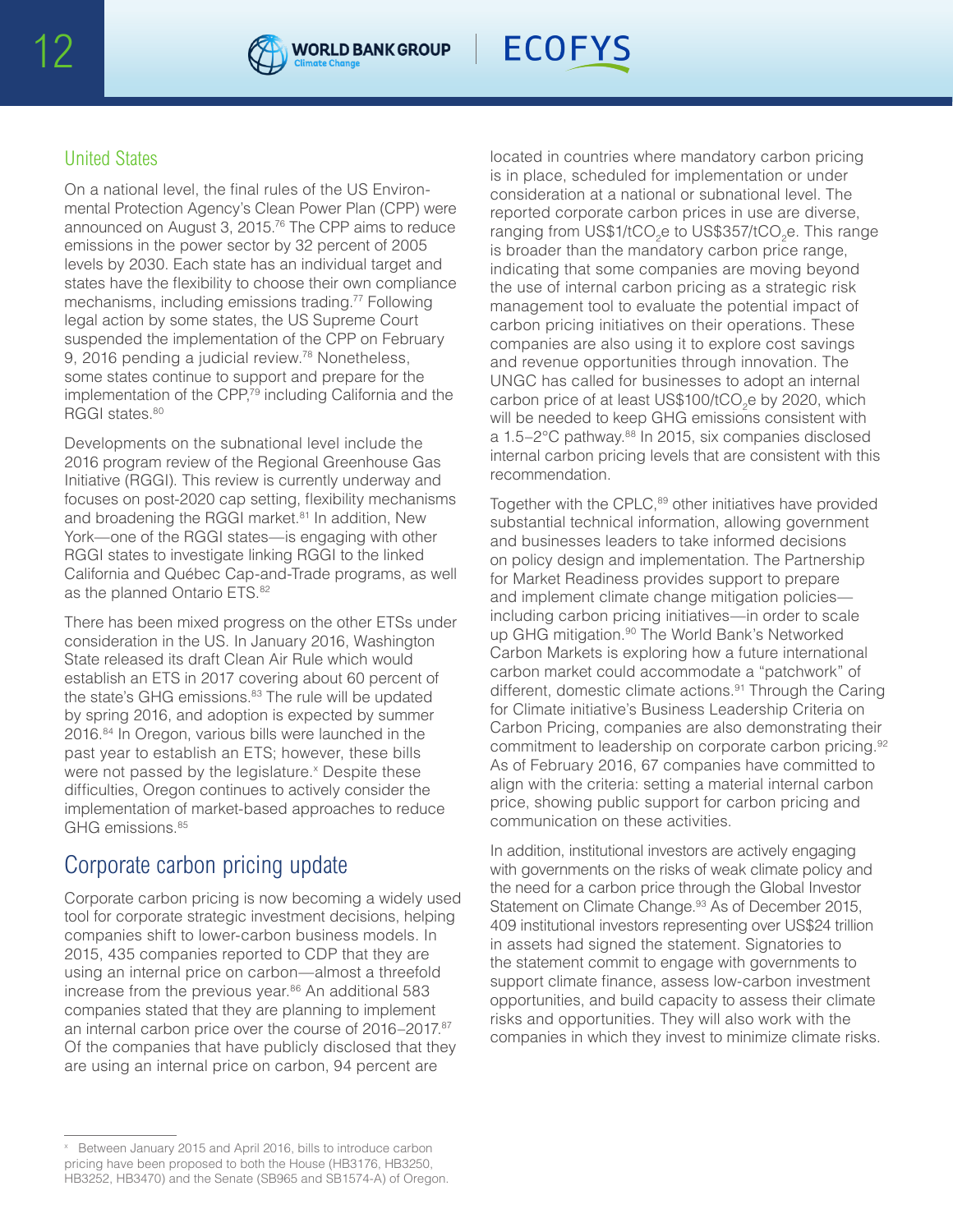### United States

On a national level, the final rules of the US Environmental Protection Agency's Clean Power Plan (CPP) were announced on August 3, 2015.[76] The CPP aims to reduce emissions in the power sector by 32 percent of 2005 levels by 2030. Each state has an individual target and states have the flexibility to choose their own compliance mechanisms, including emissions trading.[77] Following legal action by some states, the US Supreme Court suspended the implementation of the CPP on February 9, 2016 pending a judicial review.[78] Nonetheless, some states continue to support and prepare for the implementation of the CPP,[79] including California and the RGGI states.[80]

Developments on the subnational level include the 2016 program review of the Regional Greenhouse Gas Initiative (RGGI). This review is currently underway and focuses on post-2020 cap setting, flexibility mechanisms and broadening the RGGI market.[81] In addition, New York—one of the RGGI states—is engaging with other RGGI states to investigate linking RGGI to the linked California and Québec Cap-and-Trade programs, as well as the planned Ontario ETS.[82]

There has been mixed progress on the other ETSs under consideration in the US. In January 2016, Washington State released its draft Clean Air Rule which would establish an ETS in 2017 covering about 60 percent of the state's GHG emissions.[83] The rule will be updated by spring 2016, and adoption is expected by summer 2016.[84] In Oregon, various bills were launched in the past year to establish an ETS; however, these bills were not passed by the legislature.[x] Despite these difficulties, Oregon continues to actively consider the implementation of market-based approaches to reduce GHG emissions.[85]

## Corporate carbon pricing update

Corporate carbon pricing is now becoming a widely used tool for corporate strategic investment decisions, helping companies shift to lower-carbon business models. In 2015, 435 companies reported to CDP that they are using an internal price on carbon—almost a threefold increase from the previous year.[86] An additional 583 companies stated that they are planning to implement an internal carbon price over the course of 2016–2017.[87] Of the companies that have publicly disclosed that they are using an internal price on carbon, 94 percent are located in countries where mandatory carbon pricing is in place, scheduled for implementation or under consideration at a national or subnational level. The reported corporate carbon prices in use are diverse, ranging from US$1/t$CO_2$e to US$357/t$CO_2$e. This range is broader than the mandatory carbon price range, indicating that some companies are moving beyond the use of internal carbon pricing as a strategic risk management tool to evaluate the potential impact of carbon pricing initiatives on their operations. These companies are also using it to explore cost savings and revenue opportunities through innovation. The UNGC has called for businesses to adopt an internal carbon price of at least US$100/t$CO_2$e by 2020, which will be needed to keep GHG emissions consistent with a 1.5–2°C pathway.[88] In 2015, six companies disclosed internal carbon pricing levels that are consistent with this recommendation.

Together with the CPLC,[89] other initiatives have provided substantial technical information, allowing government and businesses leaders to take informed decisions on policy design and implementation. The Partnership for Market Readiness provides support to prepare and implement climate change mitigation policies—including carbon pricing initiatives—in order to scale up GHG mitigation.[90] The World Bank's Networked Carbon Markets is exploring how a future international carbon market could accommodate a "patchwork" of different, domestic climate actions.[91] Through the Caring for Climate initiative's Business Leadership Criteria on Carbon Pricing, companies are also demonstrating their commitment to leadership on corporate carbon pricing.[92] As of February 2016, 67 companies have committed to align with the criteria: setting a material internal carbon price, showing public support for carbon pricing and communication on these activities.

In addition, institutional investors are actively engaging with governments on the risks of weak climate policy and the need for a carbon price through the Global Investor Statement on Climate Change.[93] As of December 2015, 409 institutional investors representing over US$24 trillion in assets had signed the statement. Signatories to the statement commit to engage with governments to support climate finance, assess low-carbon investment opportunities, and build capacity to assess their climate risks and opportunities. They will also work with the companies in which they invest to minimize climate risks.

---

[x] Between January 2015 and April 2016, bills to introduce carbon pricing have been proposed to both the House (HB3176, HB3250, HB3252, HB3470) and the Senate (SB965 and SB1574-A) of Oregon.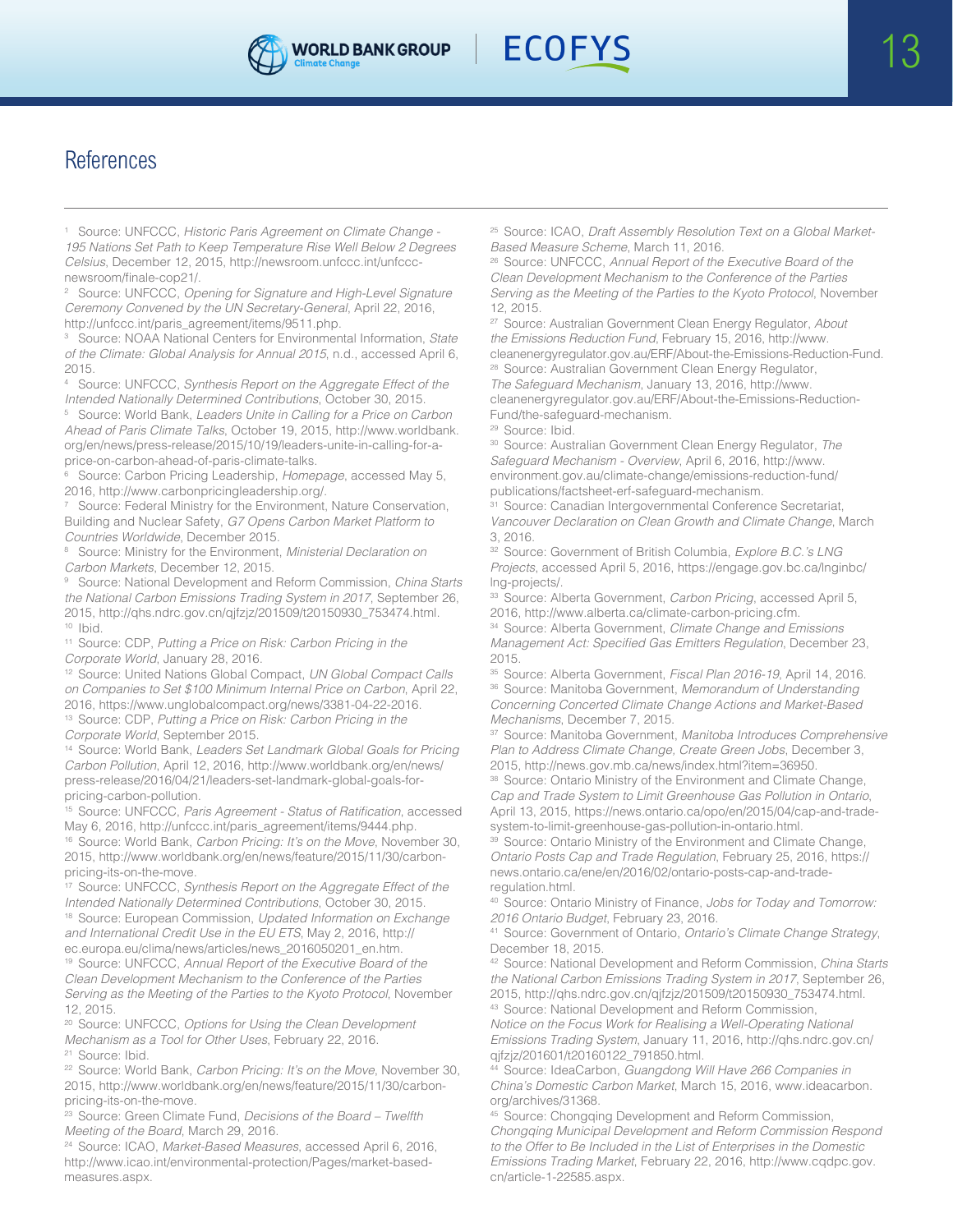# References

[1] Source: UNFCCC, *Historic Paris Agreement on Climate Change - 195 Nations Set Path to Keep Temperature Rise Well Below 2 Degrees Celsius*, December 12, 2015, http://newsroom.unfccc.int/unfccc-newsroom/finale-cop21/.

[2] Source: UNFCCC, *Opening for Signature and High-Level Signature Ceremony Convened by the UN Secretary-General*, April 22, 2016, http://unfccc.int/paris_agreement/items/9511.php.

[3] Source: NOAA National Centers for Environmental Information, *State of the Climate: Global Analysis for Annual 2015*, n.d., accessed April 6, 2015.

[4] Source: UNFCCC, *Synthesis Report on the Aggregate Effect of the Intended Nationally Determined Contributions*, October 30, 2015.

[5] Source: World Bank, *Leaders Unite in Calling for a Price on Carbon Ahead of Paris Climate Talks*, October 19, 2015, http://www.worldbank.org/en/news/press-release/2015/10/19/leaders-unite-in-calling-for-a-price-on-carbon-ahead-of-paris-climate-talks.

[6] Source: Carbon Pricing Leadership, *Homepage*, accessed May 5, 2016, http://www.carbonpricingleadership.org/.

[7] Source: Federal Ministry for the Environment, Nature Conservation, Building and Nuclear Safety, *G7 Opens Carbon Market Platform to Countries Worldwide*, December 2015.

[8] Source: Ministry for the Environment, *Ministerial Declaration on Carbon Markets*, December 12, 2015.

[9] Source: National Development and Reform Commission, *China Starts the National Carbon Emissions Trading System in 2017*, September 26, 2015, http://qhs.ndrc.gov.cn/qjfzjz/201509/t20150930_753474.html.

[10] Ibid.

[11] Source: CDP, *Putting a Price on Risk: Carbon Pricing in the Corporate World*, January 28, 2016.

[12] Source: United Nations Global Compact, *UN Global Compact Calls on Companies to Set $100 Minimum Internal Price on Carbon*, April 22, 2016, https://www.unglobalcompact.org/news/3381-04-22-2016.

[13] Source: CDP, *Putting a Price on Risk: Carbon Pricing in the Corporate World*, September 2015.

[14] Source: World Bank, *Leaders Set Landmark Global Goals for Pricing Carbon Pollution*, April 12, 2016, http://www.worldbank.org/en/news/press-release/2016/04/21/leaders-set-landmark-global-goals-for-pricing-carbon-pollution.

[15] Source: UNFCCC, *Paris Agreement - Status of Ratification*, accessed May 6, 2016, http://unfccc.int/paris_agreement/items/9444.php.

[16] Source: World Bank, *Carbon Pricing: It's on the Move*, November 30, 2015, http://www.worldbank.org/en/news/feature/2015/11/30/carbon-pricing-its-on-the-move.

[17] Source: UNFCCC, *Synthesis Report on the Aggregate Effect of the Intended Nationally Determined Contributions*, October 30, 2015.

[18] Source: European Commission, *Updated Information on Exchange and International Credit Use in the EU ETS*, May 2, 2016, http://ec.europa.eu/clima/news/articles/news_2016050201_en.htm.

[19] Source: UNFCCC, *Annual Report of the Executive Board of the Clean Development Mechanism to the Conference of the Parties Serving as the Meeting of the Parties to the Kyoto Protocol*, November 12, 2015.

[20] Source: UNFCCC, *Options for Using the Clean Development Mechanism as a Tool for Other Uses*, February 22, 2016.

[21] Source: Ibid.

[22] Source: World Bank, *Carbon Pricing: It's on the Move*, November 30, 2015, http://www.worldbank.org/en/news/feature/2015/11/30/carbon-pricing-its-on-the-move.

[23] Source: Green Climate Fund, *Decisions of the Board – Twelfth Meeting of the Board*, March 29, 2016.

[24] Source: ICAO, *Market-Based Measures*, accessed April 6, 2016, http://www.icao.int/environmental-protection/Pages/market-based-measures.aspx.

[25] Source: ICAO, *Draft Assembly Resolution Text on a Global Market-Based Measure Scheme*, March 11, 2016.

[26] Source: UNFCCC, *Annual Report of the Executive Board of the Clean Development Mechanism to the Conference of the Parties Serving as the Meeting of the Parties to the Kyoto Protocol*, November 12, 2015.

[27] Source: Australian Government Clean Energy Regulator, *About the Emissions Reduction Fund*, February 15, 2016, http://www.cleanenergyregulator.gov.au/ERF/About-the-Emissions-Reduction-Fund.

[28] Source: Australian Government Clean Energy Regulator, *The Safeguard Mechanism*, January 13, 2016, http://www.cleanenergyregulator.gov.au/ERF/About-the-Emissions-Reduction-Fund/the-safeguard-mechanism.

[29] Source: Ibid.

[30] Source: Australian Government Clean Energy Regulator, *The Safeguard Mechanism - Overview*, April 6, 2016, http://www.environment.gov.au/climate-change/emissions-reduction-fund/publications/factsheet-erf-safeguard-mechanism.

[31] Source: Canadian Intergovernmental Conference Secretariat, *Vancouver Declaration on Clean Growth and Climate Change*, March 3, 2016.

[32] Source: Government of British Columbia, *Explore B.C.'s LNG Projects*, accessed April 5, 2016, https://engage.gov.bc.ca/lnginbc/lng-projects/.

[33] Source: Alberta Government, *Carbon Pricing*, accessed April 5, 2016, http://www.alberta.ca/climate-carbon-pricing.cfm.

[34] Source: Alberta Government, *Climate Change and Emissions Management Act: Specified Gas Emitters Regulation*, December 23, 2015.

[35] Source: Alberta Government, *Fiscal Plan 2016-19*, April 14, 2016.

[36] Source: Manitoba Government, *Memorandum of Understanding Concerning Concerted Climate Change Actions and Market-Based Mechanisms*, December 7, 2015.

[37] Source: Manitoba Government, *Manitoba Introduces Comprehensive Plan to Address Climate Change, Create Green Jobs*, December 3, 2015, http://news.gov.mb.ca/news/index.html?item=36950.

[38] Source: Ontario Ministry of the Environment and Climate Change, *Cap and Trade System to Limit Greenhouse Gas Pollution in Ontario*, April 13, 2015, https://news.ontario.ca/opo/en/2015/04/cap-and-trade-system-to-limit-greenhouse-gas-pollution-in-ontario.html.

[39] Source: Ontario Ministry of the Environment and Climate Change, *Ontario Posts Cap and Trade Regulation*, February 25, 2016, https://news.ontario.ca/ene/en/2016/02/ontario-posts-cap-and-trade-regulation.html.

[40] Source: Ontario Ministry of Finance, *Jobs for Today and Tomorrow: 2016 Ontario Budget*, February 23, 2016.

[41] Source: Government of Ontario, *Ontario's Climate Change Strategy*, December 18, 2015.

[42] Source: National Development and Reform Commission, *China Starts the National Carbon Emissions Trading System in 2017*, September 26, 2015, http://qhs.ndrc.gov.cn/qjfzjz/201509/t20150930_753474.html.

[43] Source: National Development and Reform Commission, *Notice on the Focus Work for Realising a Well-Operating National Emissions Trading System*, January 11, 2016, http://qhs.ndrc.gov.cn/qjfzjz/201601/t20160122_791850.html.

[44] Source: IdeaCarbon, *Guangdong Will Have 266 Companies in China's Domestic Carbon Market*, March 15, 2016, www.ideacarbon.org/archives/31368.

[45] Source: Chongqing Development and Reform Commission, *Chongqing Municipal Development and Reform Commission Respond to the Offer to Be Included in the List of Enterprises in the Domestic Emissions Trading Market*, February 22, 2016, http://www.cqdpc.gov.cn/article-1-22585.aspx.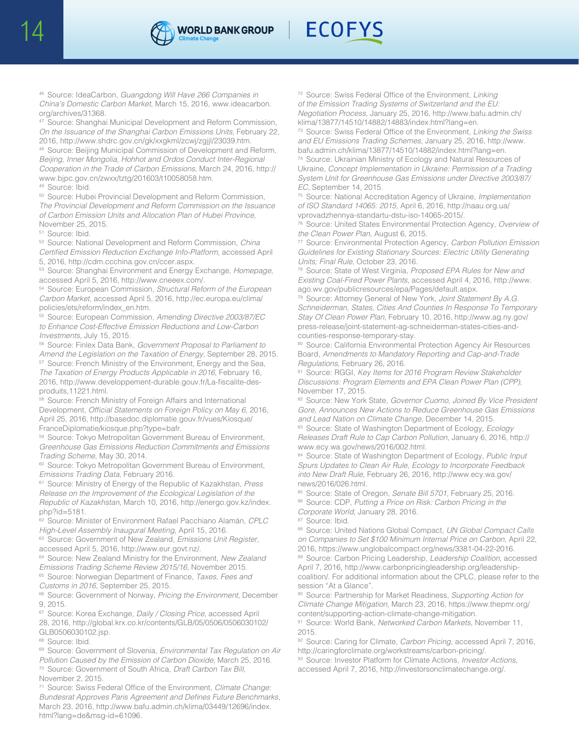[46] Source: IdeaCarbon, *Guangdong Will Have 266 Companies in China's Domestic Carbon Market*, March 15, 2016, www.ideacarbon.org/archives/31368.

[47] Source: Shanghai Municipal Development and Reform Commission, *On the Issuance of the Shanghai Carbon Emissions Units*, February 22, 2016, http://www.shdrc.gov.cn/gk/xxgkml/zcwj/zgjjl/23039.htm.

[48] Source: Beijing Municipal Commission of Development and Reform, *Beijing, Inner Mongolia, Hohhot and Ordos Conduct Inter-Regional Cooperation in the Trade of Carbon Emissions*, March 24, 2016, http://www.bjpc.gov.cn/zwxx/tztg/201603/t10058058.htm.

[49] Source: Ibid.

[50] Source: Hubei Provincial Development and Reform Commission, *The Provincial Development and Reform Commission on the Issuance of Carbon Emission Units and Allocation Plan of Hubei Province*, November 25, 2015.

[51] Source: Ibid.

[52] Source: National Development and Reform Commission, *China Certified Emission Reduction Exchange Info-Platform*, accessed April 5, 2016, http://cdm.ccchina.gov.cn/ccer.aspx.

[53] Source: Shanghai Environment and Energy Exchange, *Homepage*, accessed April 5, 2016, http://www.cneeex.com/.

[54] Source: European Commission, *Structural Reform of the European Carbon Market*, accessed April 5, 2016, http://ec.europa.eu/clima/policies/ets/reform/index_en.htm.

[55] Source: European Commission, *Amending Directive 2003/87/EC to Enhance Cost-Effective Emission Reductions and Low-Carbon Investments*, July 15, 2015.

[56] Source: Finlex Data Bank, *Government Proposal to Parliament to Amend the Legislation on the Taxation of Energy*, September 28, 2015.

[57] Source: French Ministry of the Environment, Energy and the Sea, *The Taxation of Energy Products Applicable in 2016*, February 16, 2016, http://www.developpement-durable.gouv.fr/La-fiscalite-des-produits,11221.html.

[58] Source: French Ministry of Foreign Affairs and International Development, *Official Statements on Foreign Policy on May 6*, 2016, April 25, 2016, http://basedoc.diplomatie.gouv.fr/vues/Kiosque/FranceDiplomatie/kiosque.php?type=bafr.

[59] Source: Tokyo Metropolitan Government Bureau of Environment, *Greenhouse Gas Emissions Reduction Commitments and Emissions Trading Scheme*, May 30, 2014.

[60] Source: Tokyo Metropolitan Government Bureau of Environment, *Emissions Trading Data*, February 2016.

[61] Source: Ministry of Energy of the Republic of Kazakhstan, *Press Release on the Improvement of the Ecological Legislation of the Republic of Kazakhstan*, March 10, 2016, http://energo.gov.kz/index.php?id=5181.

[62] Source: Minister of Environment Rafael Pacchiano Alamán, *CPLC High-Level Assembly Inaugural Meeting*, April 15, 2016.

[63] Source: Government of New Zealand, *Emissions Unit Register*, accessed April 5, 2016, http://www.eur.govt.nz/.

[64] Source: New Zealand Ministry for the Environment, *New Zealand Emissions Trading Scheme Review 2015/16*, November 2015.

[65] Source: Norwegian Department of Finance, *Taxes, Fees and Customs in 2016*, September 25, 2015.

[66] Source: Government of Norway, *Pricing the Environment*, December 9, 2015.

[67] Source: Korea Exchange, *Daily / Closing Price*, accessed April 28, 2016, http://global.krx.co.kr/contents/GLB/05/0506/0506030102/GLB0506030102.jsp.

[68] Source: Ibid.

[69] Source: Government of Slovenia, *Environmental Tax Regulation on Air Pollution Caused by the Emission of Carbon Dioxide*, March 25, 2016.

[70] Source: Government of South Africa, *Draft Carbon Tax Bill*, November 2, 2015.

[71] Source: Swiss Federal Office of the Environment, *Climate Change: Bundesrat Approves Paris Agreement and Defines Future Benchmarks*, March 23, 2016, http://www.bafu.admin.ch/klima/03449/12696/index.html?lang=de&msg-id=61096.

[72] Source: Swiss Federal Office of the Environment, *Linking of the Emission Trading Systems of Switzerland and the EU: Negotiation Process*, January 25, 2016, http://www.bafu.admin.ch/klima/13877/14510/14882/14883/index.html?lang=en.

[73] Source: Swiss Federal Office of the Environment, *Linking the Swiss and EU Emissions Trading Schemes*, January 25, 2016, http://www.bafu.admin.ch/klima/13877/14510/14882/index.html?lang=en.

[74] Source: Ukrainian Ministry of Ecology and Natural Resources of Ukraine, *Concept Implementation in Ukraine: Permission of a Trading System Unit for Greenhouse Gas Emissions under Directive 2003/87/EC*, September 14, 2015.

[75] Source: National Accreditation Agency of Ukraine, *Implementation of ISO Standard 14065: 2015*, April 6, 2016, http://naau.org.ua/vprovadzhennya-standartu-dstu-iso-14065-2015/.

[76] Source: United States Environmental Protection Agency, *Overview of the Clean Power Plan*, August 6, 2015.

[77] Source: Environmental Protection Agency, *Carbon Pollution Emission Guidelines for Existing Stationary Sources: Electric Utility Generating Units; Final Rule*, October 23, 2016.

[78] Source: State of West Virginia, *Proposed EPA Rules for New and Existing Coal-Fired Power Plants*, accessed April 4, 2016, http://www.ago.wv.gov/publicresources/epa/Pages/default.aspx.

[79] Source: Attorney General of New York, *Joint Statement By A.G. Schneiderman, States, Cities And Counties In Response To Temporary Stay Of Clean Power Plan*, February 10, 2016, http://www.ag.ny.gov/press-release/joint-statement-ag-schneiderman-states-cities-and-counties-response-temporary-stay.

[80] Source: California Environmental Protection Agency Air Resources Board, *Amendments to Mandatory Reporting and Cap-and-Trade Regulations*, February 26, 2016.

[81] Source: RGGI, *Key Items for 2016 Program Review Stakeholder Discussions: Program Elements and EPA Clean Power Plan (CPP)*, November 17, 2015.

[82] Source: New York State, *Governor Cuomo, Joined By Vice President Gore, Announces New Actions to Reduce Greenhouse Gas Emissions and Lead Nation on Climate Change*, December 14, 2015.

[83] Source: State of Washington Department of Ecology, *Ecology Releases Draft Rule to Cap Carbon Pollution*, January 6, 2016, http://www.ecy.wa.gov/news/2016/002.html.

[84] Source: State of Washington Department of Ecology, *Public Input Spurs Updates to Clean Air Rule, Ecology to Incorporate Feedback into New Draft Rule*, February 26, 2016, http://www.ecy.wa.gov/news/2016/026.html.

[85] Source: State of Oregon, *Senate Bill 5701*, February 25, 2016.

[86] Source: CDP, *Putting a Price on Risk: Carbon Pricing in the Corporate World*, January 28, 2016.

[87] Source: Ibid.

[88] Source: United Nations Global Compact, *UN Global Compact Calls on Companies to Set $100 Minimum Internal Price on Carbon*, April 22, 2016, https://www.unglobalcompact.org/news/3381-04-22-2016.

[89] Source: Carbon Pricing Leadership, *Leadership Coalition*, accessed April 7, 2016, http://www.carbonpricingleadership.org/leadership-coalition/. For additional information about the CPLC, please refer to the session "At a Glance".

[90] Source: Partnership for Market Readiness, *Supporting Action for Climate Change Mitigation*, March 23, 2016, https://www.thepmr.org/content/supporting-action-climate-change-mitigation.

[91] Source: World Bank, *Networked Carbon Markets*, November 11, 2015.

[92] Source: Caring for Climate, *Carbon Pricing*, accessed April 7, 2016, http://caringforclimate.org/workstreams/carbon-pricing/.

[93] Source: Investor Platform for Climate Actions, *Investor Actions*, accessed April 7, 2016, http://investorsonclimatechange.org/.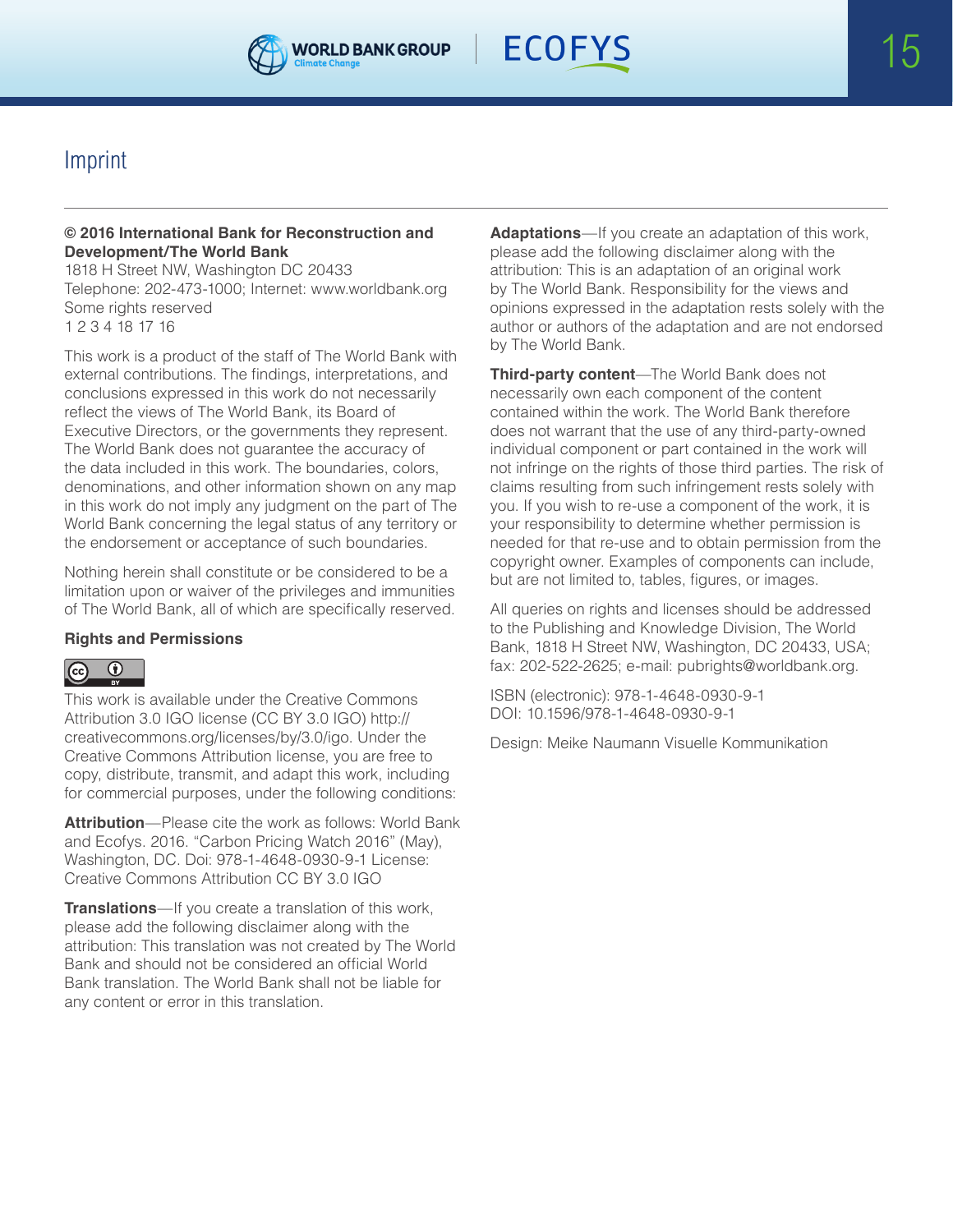# Imprint

**© 2016 International Bank for Reconstruction and Development/The World Bank**
1818 H Street NW, Washington DC 20433
Telephone: 202-473-1000; Internet: www.worldbank.org
Some rights reserved
1 2 3 4 18 17 16

This work is a product of the staff of The World Bank with external contributions. The findings, interpretations, and conclusions expressed in this work do not necessarily reflect the views of The World Bank, its Board of Executive Directors, or the governments they represent. The World Bank does not guarantee the accuracy of the data included in this work. The boundaries, colors, denominations, and other information shown on any map in this work do not imply any judgment on the part of The World Bank concerning the legal status of any territory or the endorsement or acceptance of such boundaries.

Nothing herein shall constitute or be considered to be a limitation upon or waiver of the privileges and immunities of The World Bank, all of which are specifically reserved.

**Rights and Permissions**

This work is available under the Creative Commons Attribution 3.0 IGO license (CC BY 3.0 IGO) http://creativecommons.org/licenses/by/3.0/igo. Under the Creative Commons Attribution license, you are free to copy, distribute, transmit, and adapt this work, including for commercial purposes, under the following conditions:

**Attribution**—Please cite the work as follows: World Bank and Ecofys. 2016. "Carbon Pricing Watch 2016" (May), Washington, DC. Doi: 978-1-4648-0930-9-1 License: Creative Commons Attribution CC BY 3.0 IGO

**Translations**—If you create a translation of this work, please add the following disclaimer along with the attribution: This translation was not created by The World Bank and should not be considered an official World Bank translation. The World Bank shall not be liable for any content or error in this translation.

**Adaptations**—If you create an adaptation of this work, please add the following disclaimer along with the attribution: This is an adaptation of an original work by The World Bank. Responsibility for the views and opinions expressed in the adaptation rests solely with the author or authors of the adaptation and are not endorsed by The World Bank.

**Third-party content**—The World Bank does not necessarily own each component of the content contained within the work. The World Bank therefore does not warrant that the use of any third-party-owned individual component or part contained in the work will not infringe on the rights of those third parties. The risk of claims resulting from such infringement rests solely with you. If you wish to re-use a component of the work, it is your responsibility to determine whether permission is needed for that re-use and to obtain permission from the copyright owner. Examples of components can include, but are not limited to, tables, figures, or images.

All queries on rights and licenses should be addressed to the Publishing and Knowledge Division, The World Bank, 1818 H Street NW, Washington, DC 20433, USA; fax: 202-522-2625; e-mail: pubrights@worldbank.org.

ISBN (electronic): 978-1-4648-0930-9-1
DOI: 10.1596/978-1-4648-0930-9-1

Design: Meike Naumann Visuelle Kommunikation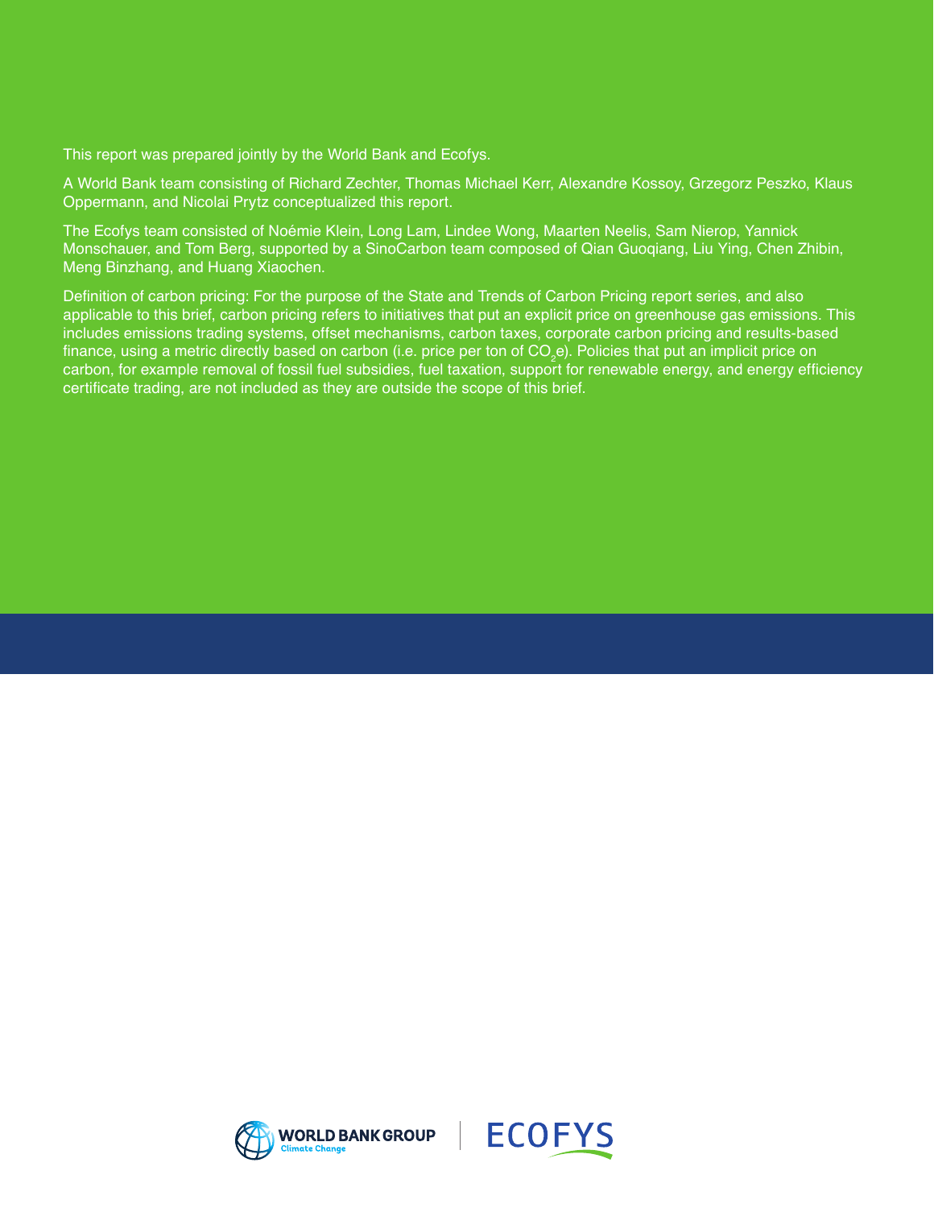This report was prepared jointly by the World Bank and Ecofys.

A World Bank team consisting of Richard Zechter, Thomas Michael Kerr, Alexandre Kossoy, Grzegorz Peszko, Klaus Oppermann, and Nicolai Prytz conceptualized this report.

The Ecofys team consisted of Noémie Klein, Long Lam, Lindee Wong, Maarten Neelis, Sam Nierop, Yannick Monschauer, and Tom Berg, supported by a SinoCarbon team composed of Qian Guoqiang, Liu Ying, Chen Zhibin, Meng Binzhang, and Huang Xiaochen.

Definition of carbon pricing: For the purpose of the State and Trends of Carbon Pricing report series, and also applicable to this brief, carbon pricing refers to initiatives that put an explicit price on greenhouse gas emissions. This includes emissions trading systems, offset mechanisms, carbon taxes, corporate carbon pricing and results-based finance, using a metric directly based on carbon (i.e. price per ton of $CO_2e$). Policies that put an implicit price on carbon, for example removal of fossil fuel subsidies, fuel taxation, support for renewable energy, and energy efficiency certificate trading, are not included as they are outside the scope of this brief.

WORLD BANK GROUP Climate Change | ECOFYS